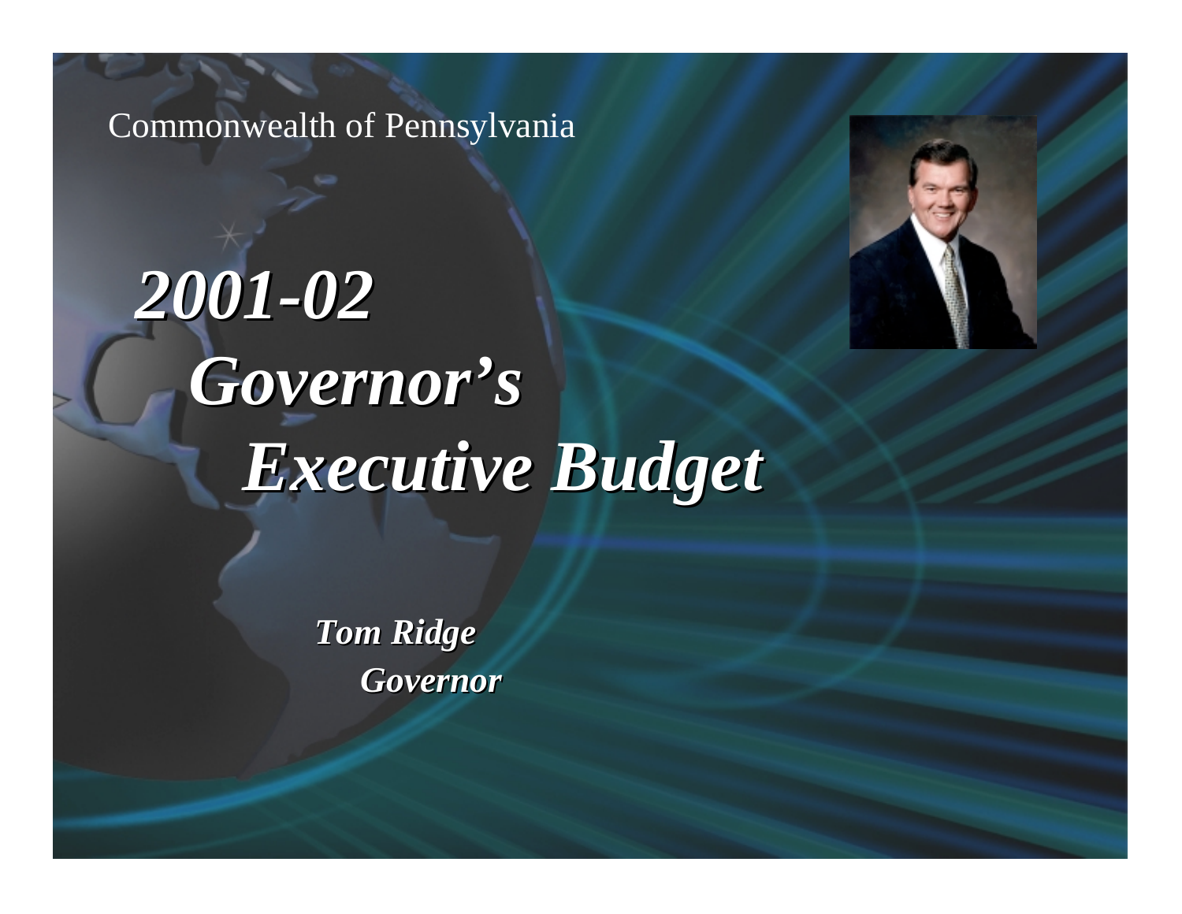Commonwealth of Pennsylvania

# *2001-02 Governor's Executive Budget*

***Tom Ridge***
***Governor***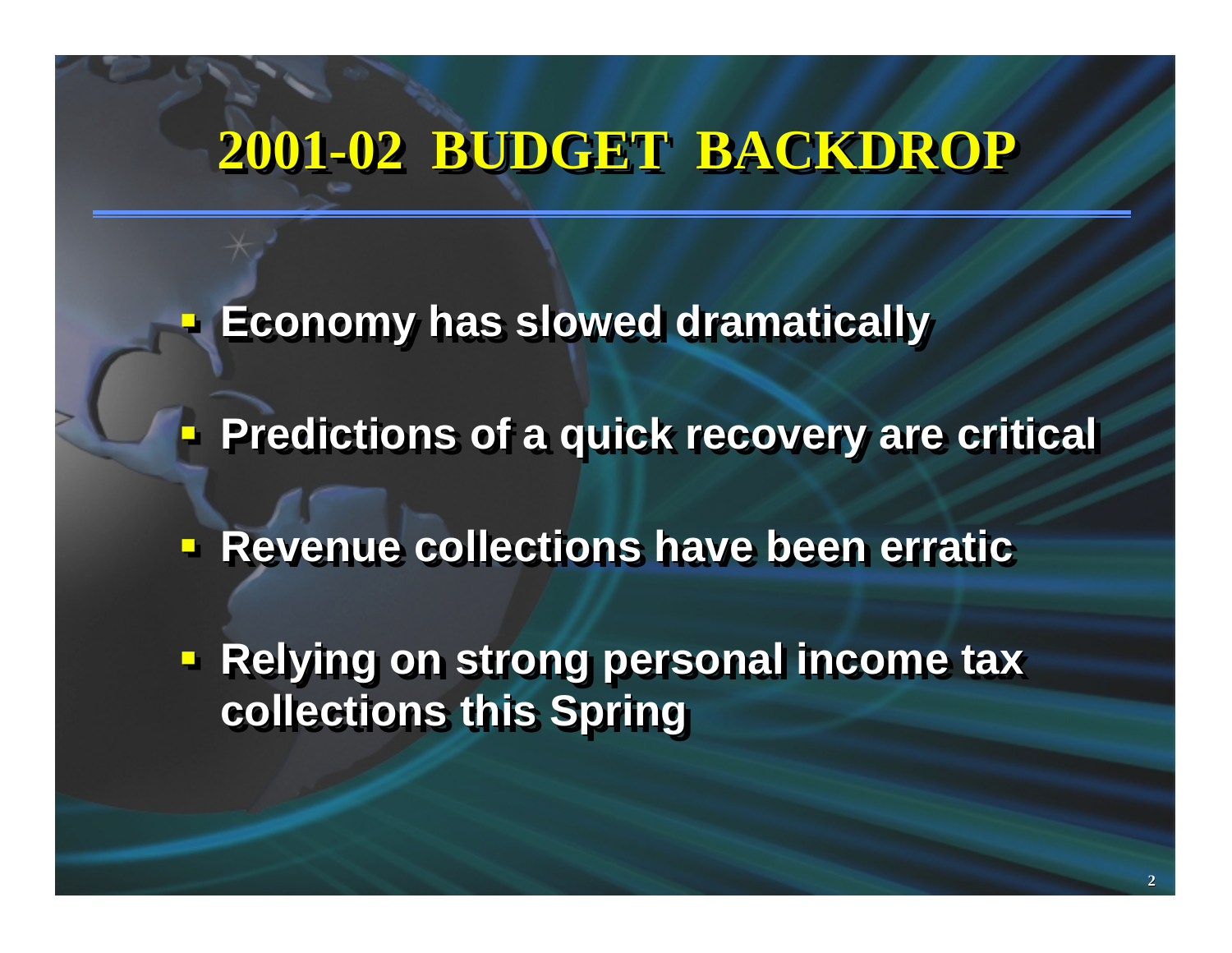# 2001-02 BUDGET BACKDROP

- **Economy has slowed dramatically**
- **Predictions of a quick recovery are critical**
- **Revenue collections have been erratic**
- **Relying on strong personal income tax collections this Spring**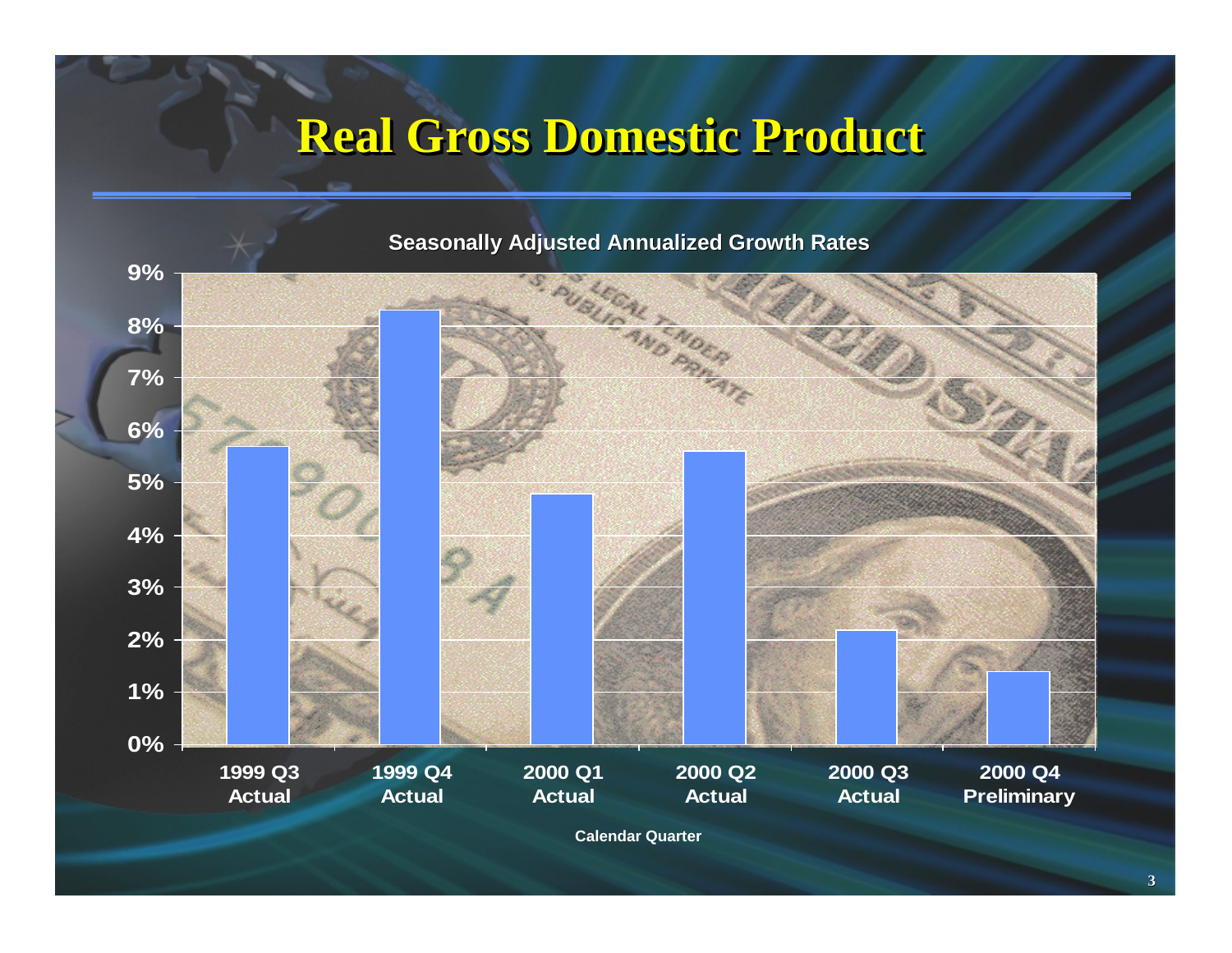# Real Gross Domestic Product

**Seasonally Adjusted Annualized Growth Rates**

| Calendar Quarter | Growth Rate |
|---|---|
| 1999 Q3 Actual | 5.7% |
| 1999 Q4 Actual | 8.3% |
| 2000 Q1 Actual | 4.8% |
| 2000 Q2 Actual | 5.6% |
| 2000 Q3 Actual | 2.2% |
| 2000 Q4 Preliminary | 1.4% |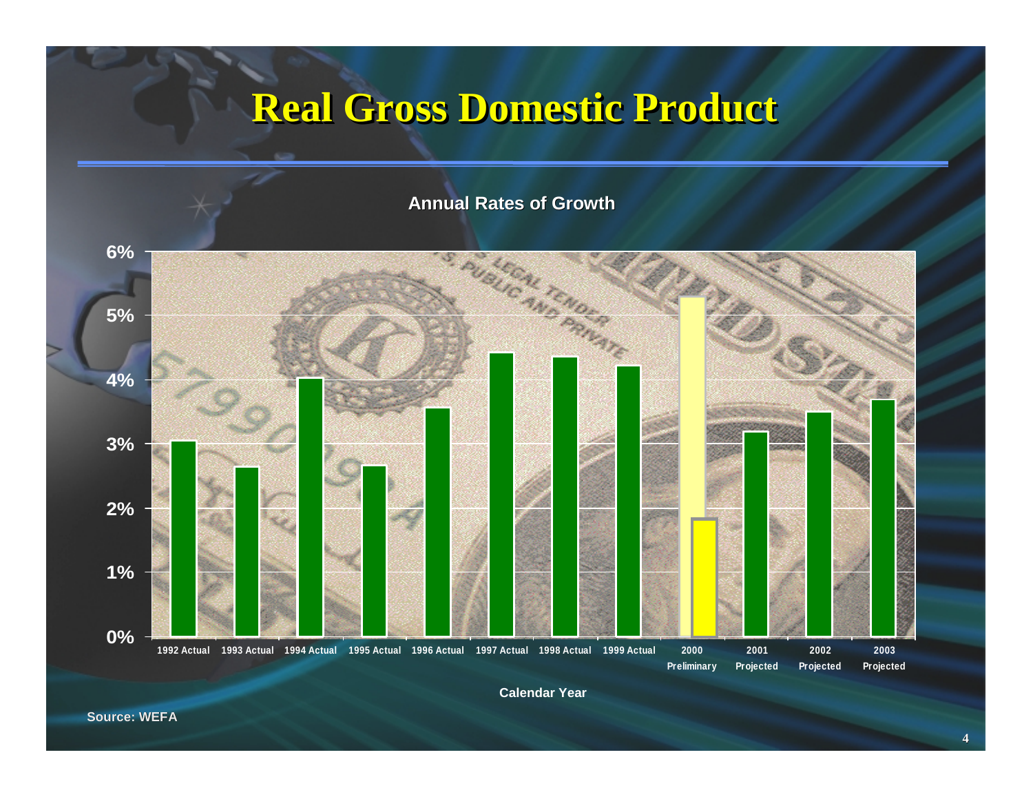# Real Gross Domestic Product

**Annual Rates of Growth**

| Calendar Year | Growth Rate |
|---|---|
| 1992 Actual | ~3.0% |
| 1993 Actual | ~2.6% |
| 1994 Actual | ~4.0% |
| 1995 Actual | ~2.7% |
| 1996 Actual | ~3.6% |
| 1997 Actual | ~4.4% |
| 1998 Actual | ~4.4% |
| 1999 Actual | ~4.2% |
| 2000 Preliminary | ~5.3% / ~1.8% |
| 2001 Projected | ~3.2% |
| 2002 Projected | ~3.5% |
| 2003 Projected | ~3.7% |

Source: WEFA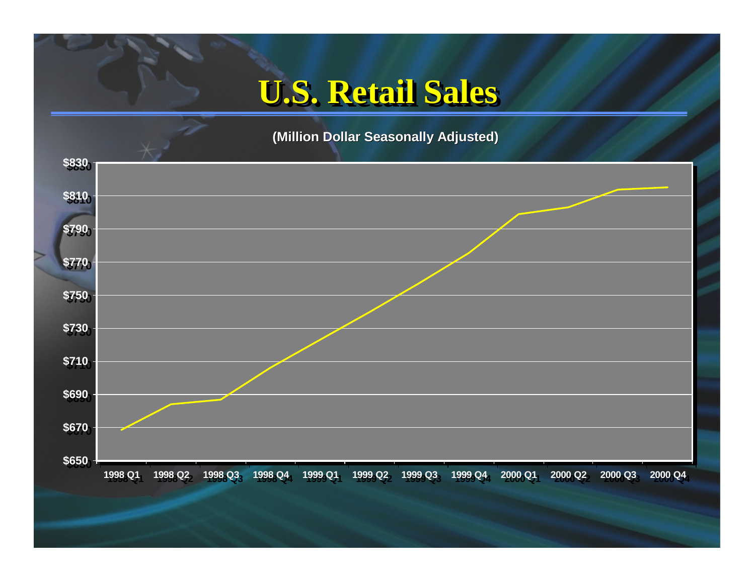# U.S. Retail Sales

(Million Dollar Seasonally Adjusted)

$830
$810
$790
$770
$750
$730
$710
$690
$670
$650

1998 Q1 1998 Q2 1998 Q3 1998 Q4 1999 Q1 1999 Q2 1999 Q3 1999 Q4 2000 Q1 2000 Q2 2000 Q3 2000 Q4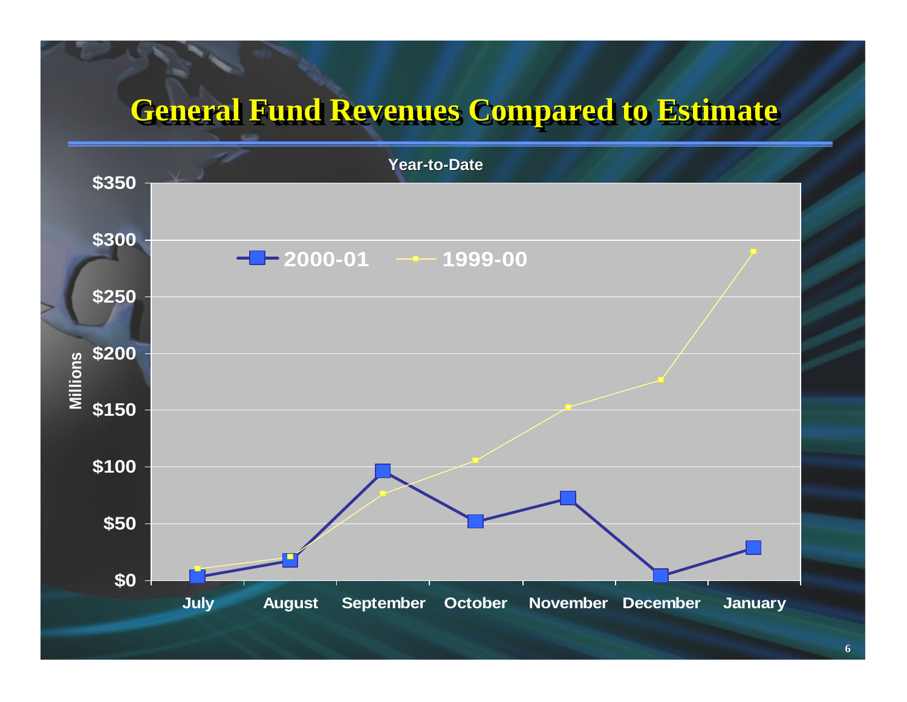# General Fund Revenues Compared to Estimate

Year-to-Date

| Month | 2000-01 | 1999-00 |
|---|---|---|
| July | ~$4 | ~$10 |
| August | ~$18 | ~$21 |
| September | ~$97 | ~$77 |
| October | ~$52 | ~$106 |
| November | ~$73 | ~$153 |
| December | ~$5 | ~$177 |
| January | ~$29 | ~$290 |

Millions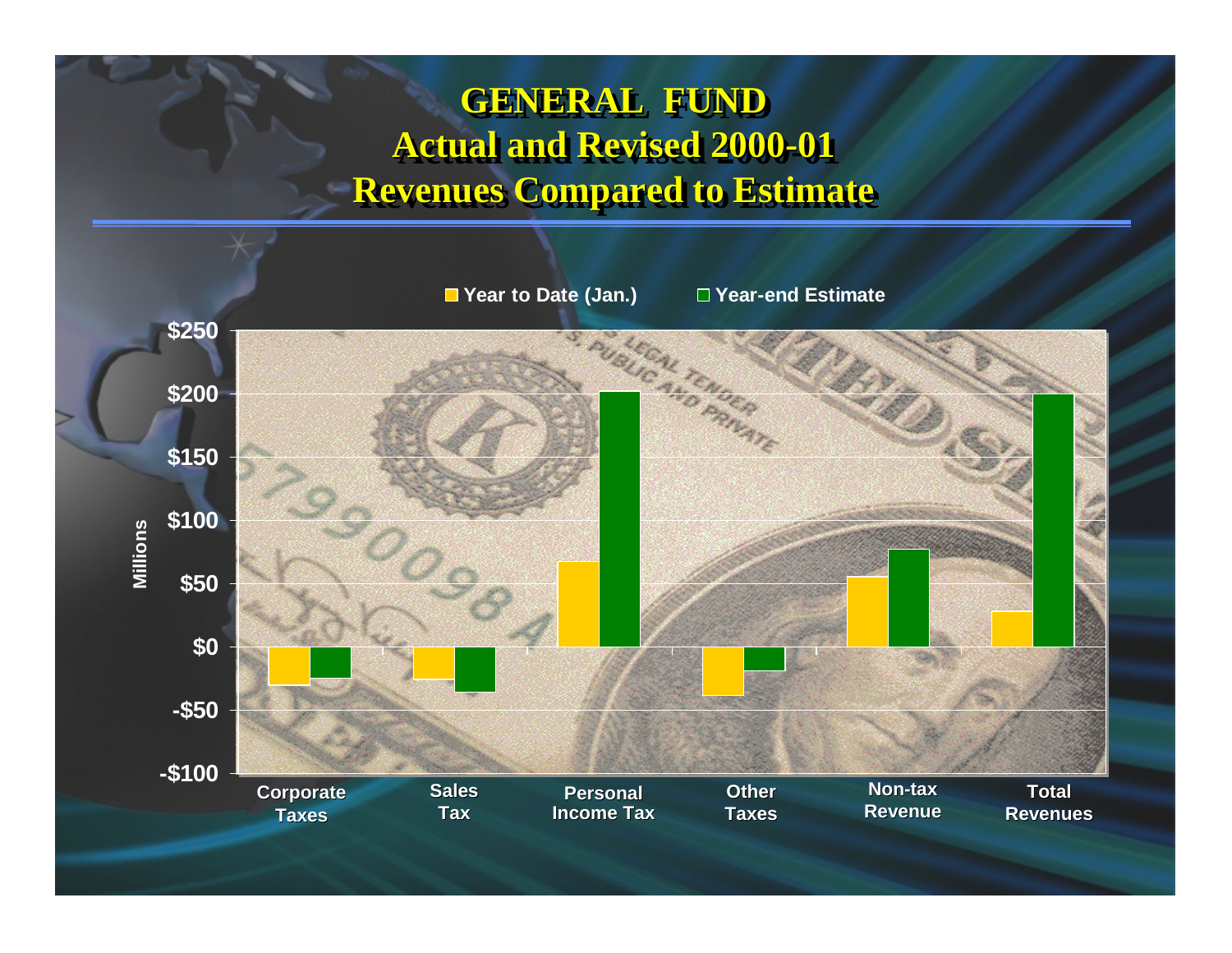# GENERAL FUND
## Actual and Revised 2000-01
## Revenues Compared to Estimate

■ Year to Date (Jan.) ■ Year-end Estimate

Millions

$250
$200
$150
$100
$50
$0
-$50
-$100

Corporate Taxes | Sales Tax | Personal Income Tax | Other Taxes | Non-tax Revenue | Total Revenues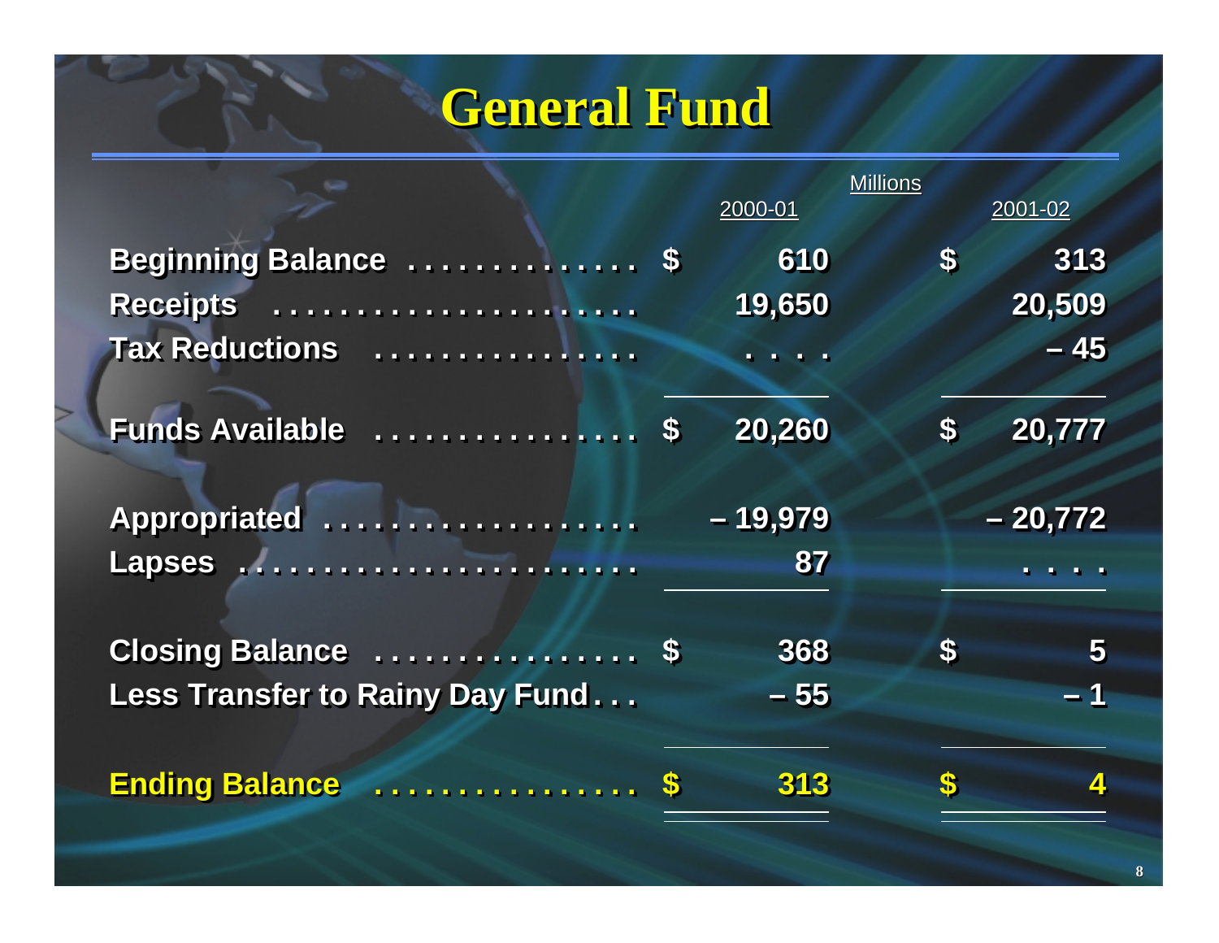# General Fund

| | Millions | |
|---|---|---|
| | 2000-01 | 2001-02 |
| Beginning Balance | $ 610 | $ 313 |
| Receipts | 19,650 | 20,509 |
| Tax Reductions | . . . . | – 45 |
| Funds Available | $ 20,260 | $ 20,777 |
| Appropriated | – 19,979 | – 20,772 |
| Lapses | 87 | . . . . |
| Closing Balance | $ 368 | $ 5 |
| Less Transfer to Rainy Day Fund | – 55 | – 1 |
| **Ending Balance** | **$ 313** | **$ 4** |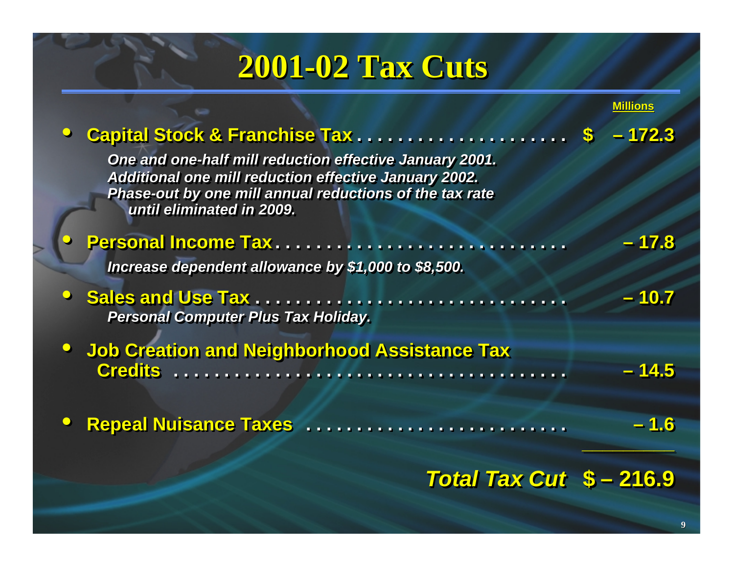# 2001-02 Tax Cuts

| | Millions |
|---|---|
| **Capital Stock & Franchise Tax** | **$ – 172.3** |
| *One and one-half mill reduction effective January 2001. Additional one mill reduction effective January 2002. Phase-out by one mill annual reductions of the tax rate until eliminated in 2009.* | |
| **Personal Income Tax** | **– 17.8** |
| *Increase dependent allowance by $1,000 to $8,500.* | |
| **Sales and Use Tax** | **– 10.7** |
| *Personal Computer Plus Tax Holiday.* | |
| **Job Creation and Neighborhood Assistance Tax Credits** | **– 14.5** |
| **Repeal Nuisance Taxes** | **– 1.6** |
| ***Total Tax Cut*** | **$ – 216.9** |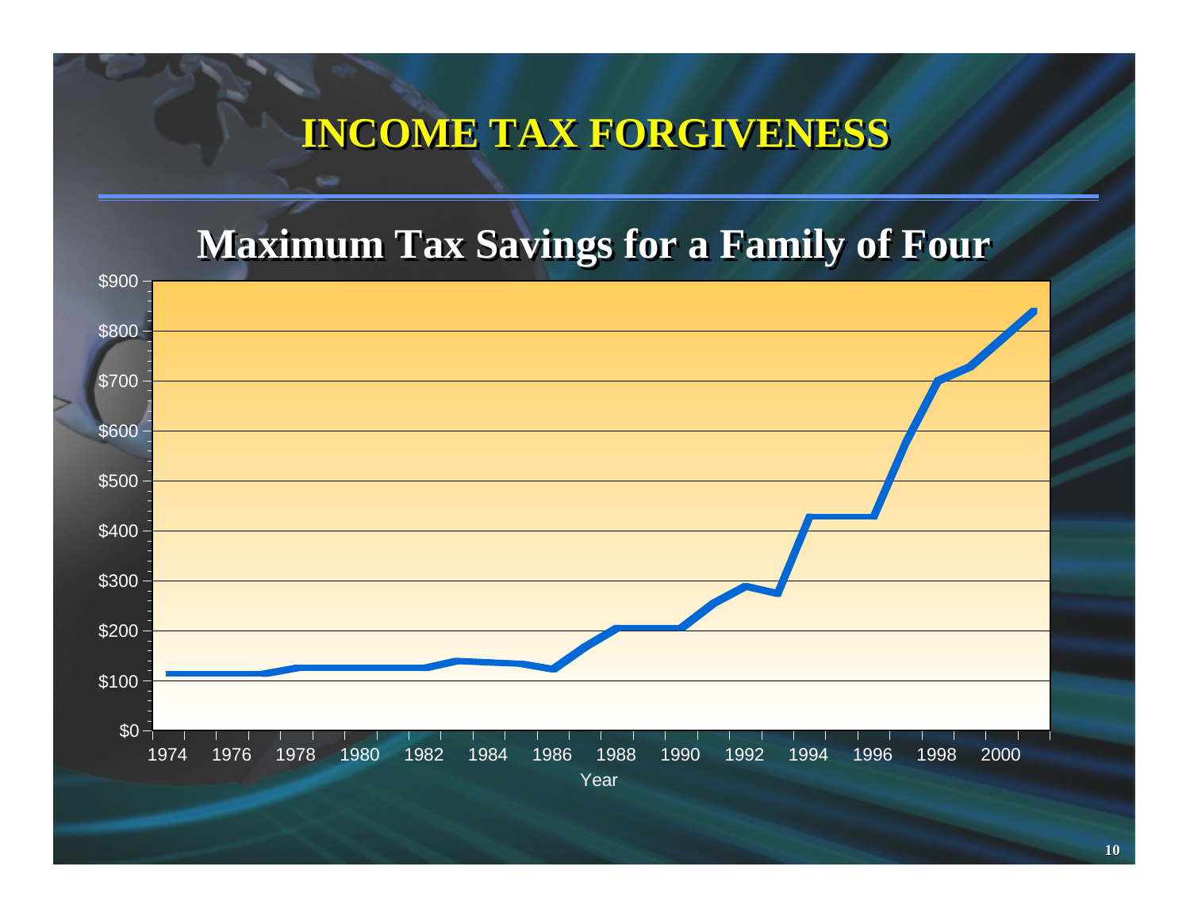# INCOME TAX FORGIVENESS

## Maximum Tax Savings for a Family of Four

$900
$800
$700
$600
$500
$400
$300
$200
$100
$0

1974 1976 1978 1980 1982 1984 1986 1988 1990 1992 1994 1996 1998 2000

Year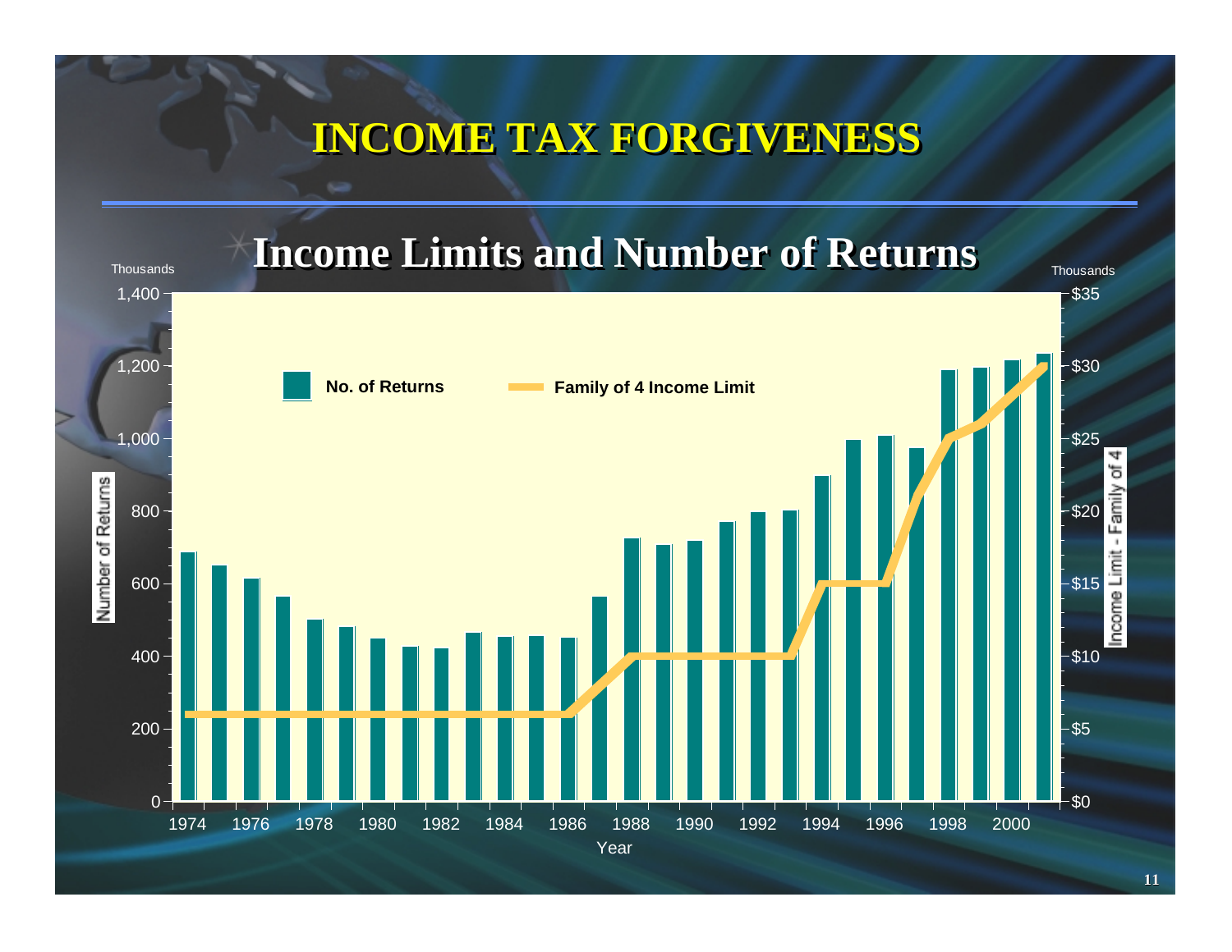# INCOME TAX FORGIVENESS

## Income Limits and Number of Returns

Thousands

1,400
1,200
1,000
800
600
400
200
0

Number of Returns

No. of Returns

Family of 4 Income Limit

Thousands

$35
$30
$25
$20
$15
$10
$5
$0

Income Limit - Family of 4

1974 1976 1978 1980 1982 1984 1986 1988 1990 1992 1994 1996 1998 2000

Year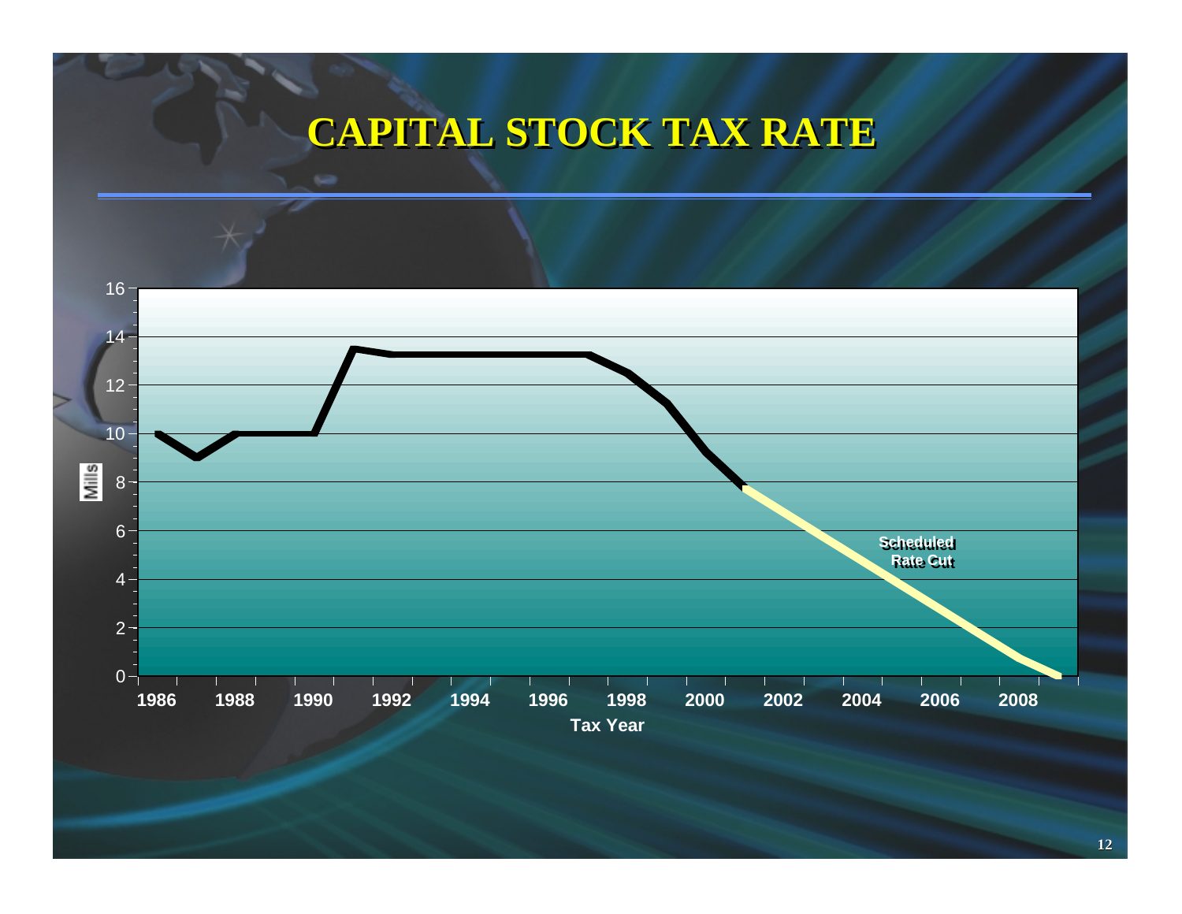# CAPITAL STOCK TAX RATE

Mills

16
14
12
10
8
6
4
2
0

1986 1988 1990 1992 1994 1996 1998 2000 2002 2004 2006 2008

Tax Year

Scheduled Rate Cut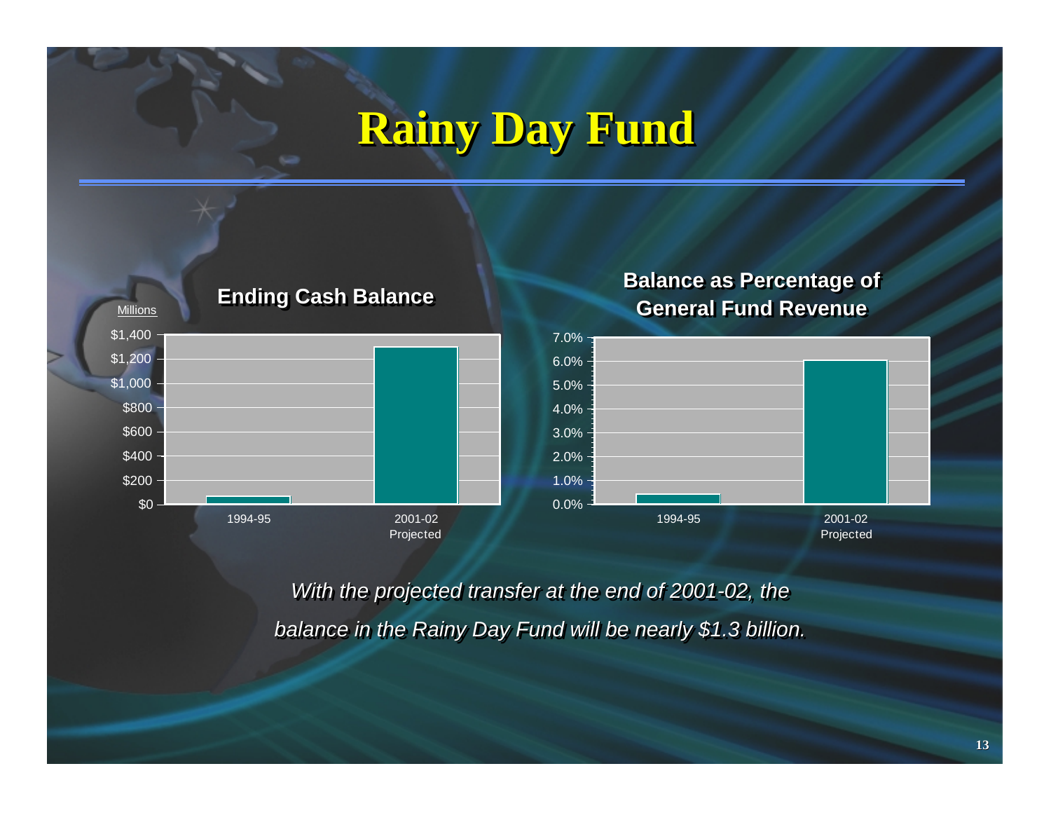# Rainy Day Fund

**Ending Cash Balance**

Millions

| | 1994-95 | 2001-02 Projected |
|---|---|---|
| Ending Cash Balance | | |

**Balance as Percentage of General Fund Revenue**

*With the projected transfer at the end of 2001-02, the balance in the Rainy Day Fund will be nearly $1.3 billion.*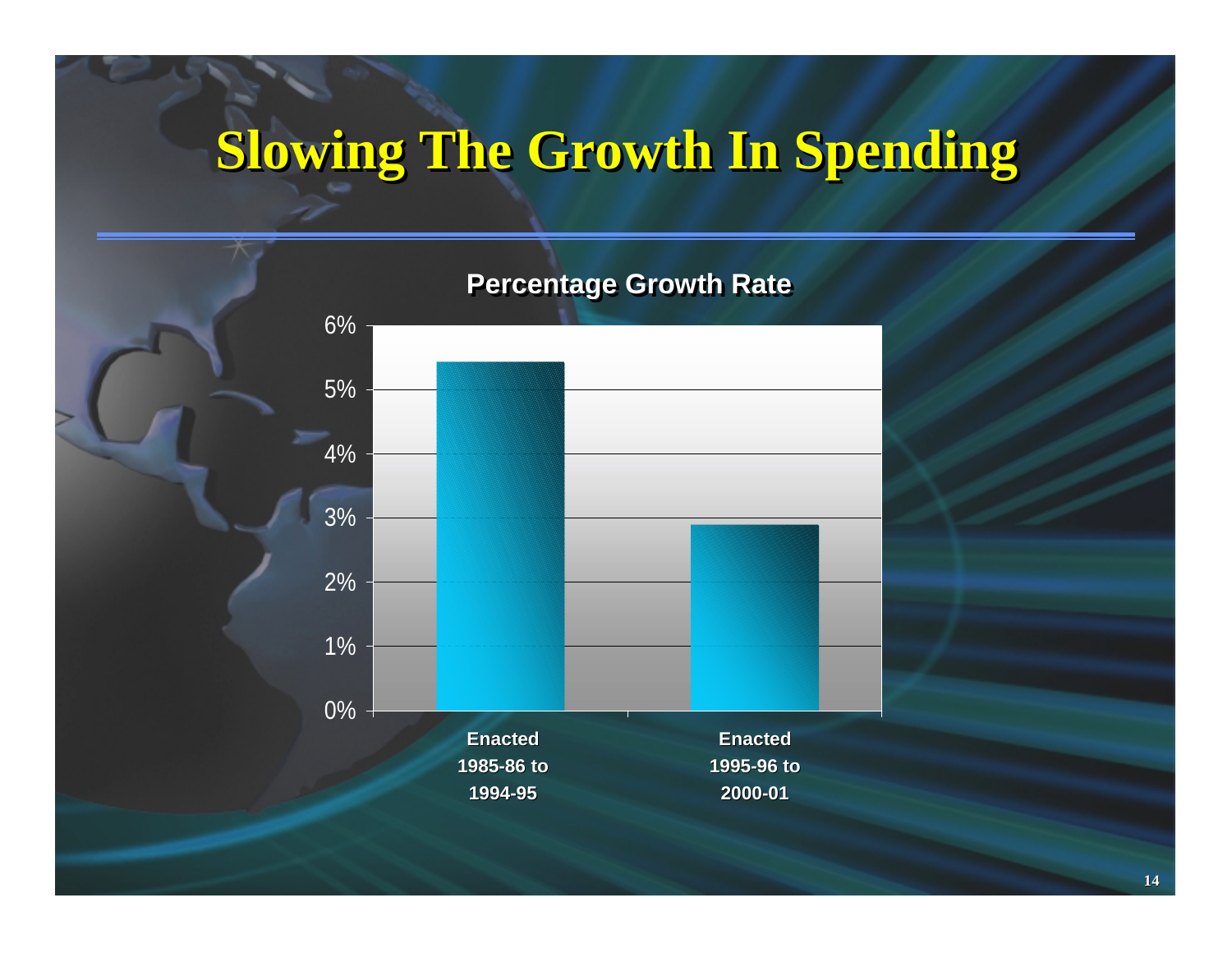# Slowing The Growth In Spending

**Percentage Growth Rate**

| | Percentage Growth Rate |
|---|---|
| Enacted 1985-86 to 1994-95 | ~5.4% |
| Enacted 1995-96 to 2000-01 | ~2.9% |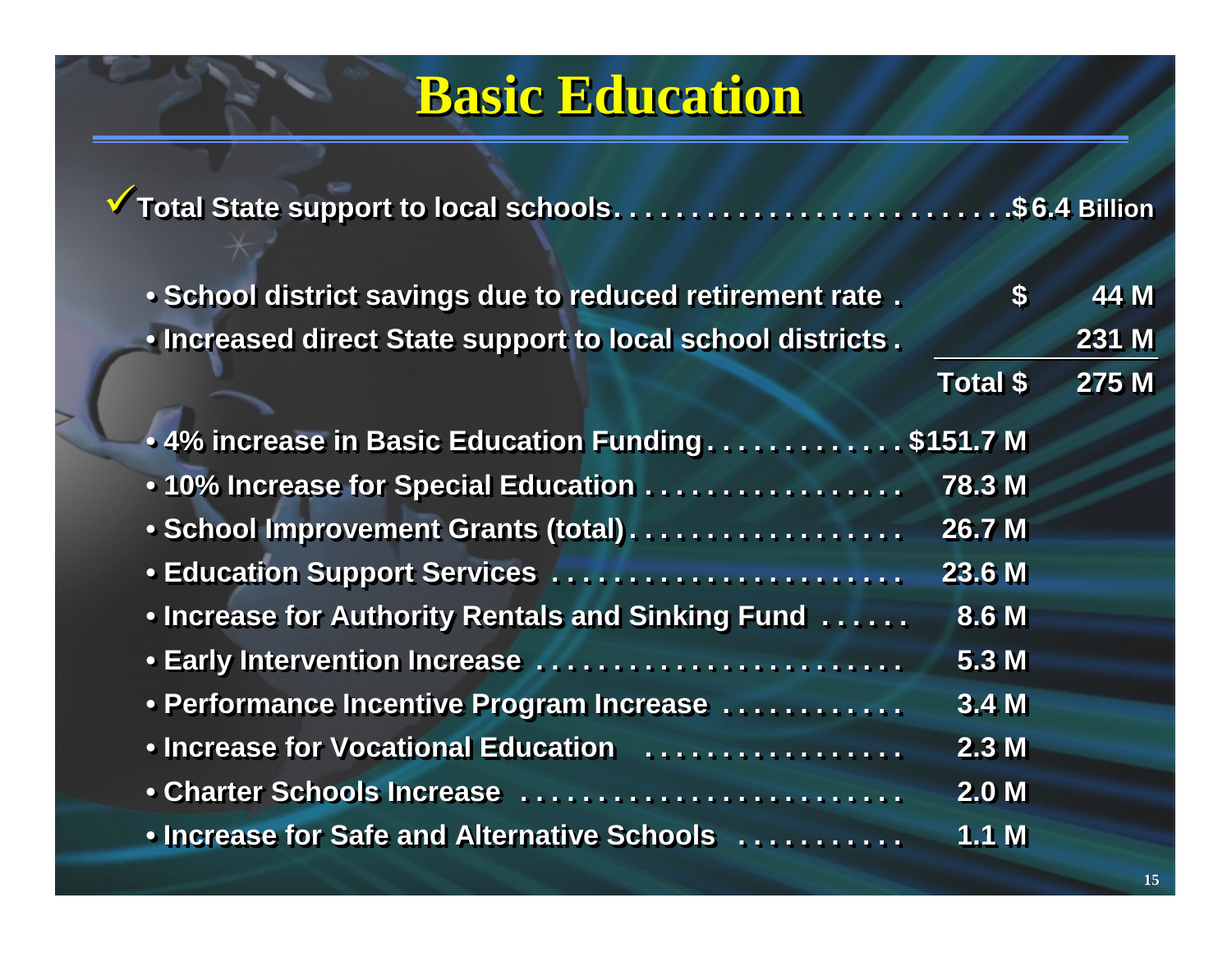# Basic Education

✓ **Total State support to local schools. . . . . . . . . . . . . . . . . . . . . . . . . .$6.4 Billion**

| | | |
|---|---|---|
| • School district savings due to reduced retirement rate . | $ | 44 M |
| • Increased direct State support to local school districts . | | 231 M |
| | Total $ | 275 M |

| | |
|---|---|
| • 4% increase in Basic Education Funding. . . . . . . . . . . . . | $151.7 M |
| • 10% Increase for Special Education . . . . . . . . . . . . . . . . . | 78.3 M |
| • School Improvement Grants (total). . . . . . . . . . . . . . . . . . | 26.7 M |
| • Education Support Services . . . . . . . . . . . . . . . . . . . . . . . | 23.6 M |
| • Increase for Authority Rentals and Sinking Fund . . . . . . | 8.6 M |
| • Early Intervention Increase . . . . . . . . . . . . . . . . . . . . . . . | 5.3 M |
| • Performance Incentive Program Increase . . . . . . . . . . . . | 3.4 M |
| • Increase for Vocational Education . . . . . . . . . . . . . . . . . | 2.3 M |
| • Charter Schools Increase . . . . . . . . . . . . . . . . . . . . . . . . . | 2.0 M |
| • Increase for Safe and Alternative Schools . . . . . . . . . . . | 1.1 M |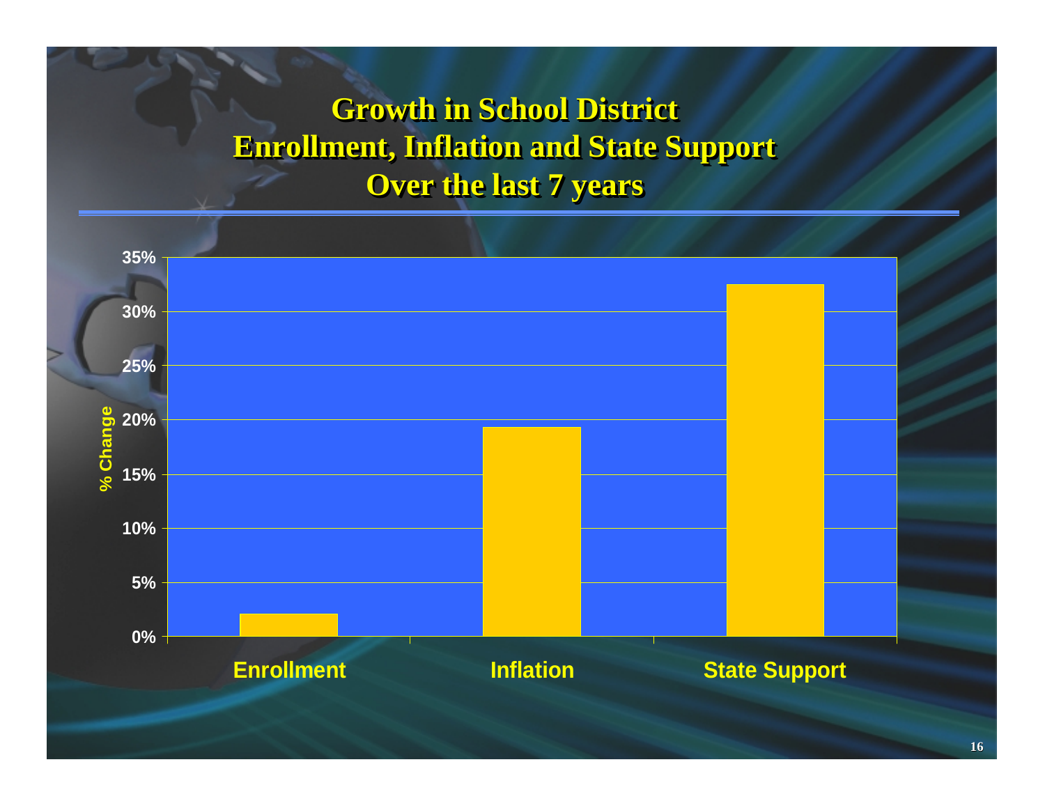# Growth in School District Enrollment, Inflation and State Support Over the last 7 years

| Category | % Change |
|---|---|
| Enrollment | ~2% |
| Inflation | ~19.3% |
| State Support | ~32.5% |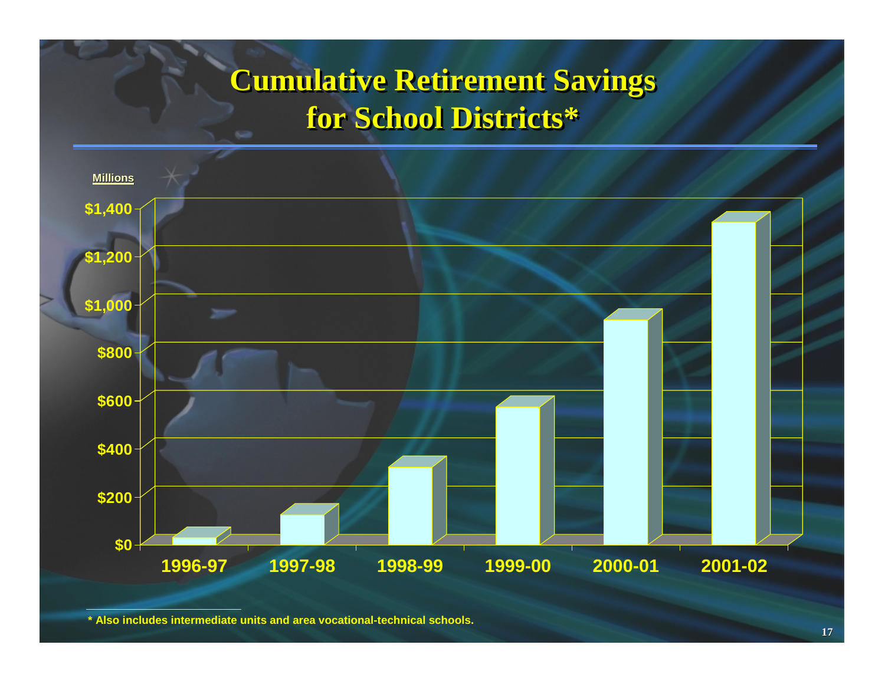# Cumulative Retirement Savings for School Districts*

Millions

| Year | Savings (approx.) |
|---|---|
| 1996-97 | ~$30 |
| 1997-98 | ~$125 |
| 1998-99 | ~$320 |
| 1999-00 | ~$570 |
| 2000-01 | ~$930 |
| 2001-02 | ~$1,340 |

\* Also includes intermediate units and area vocational-technical schools.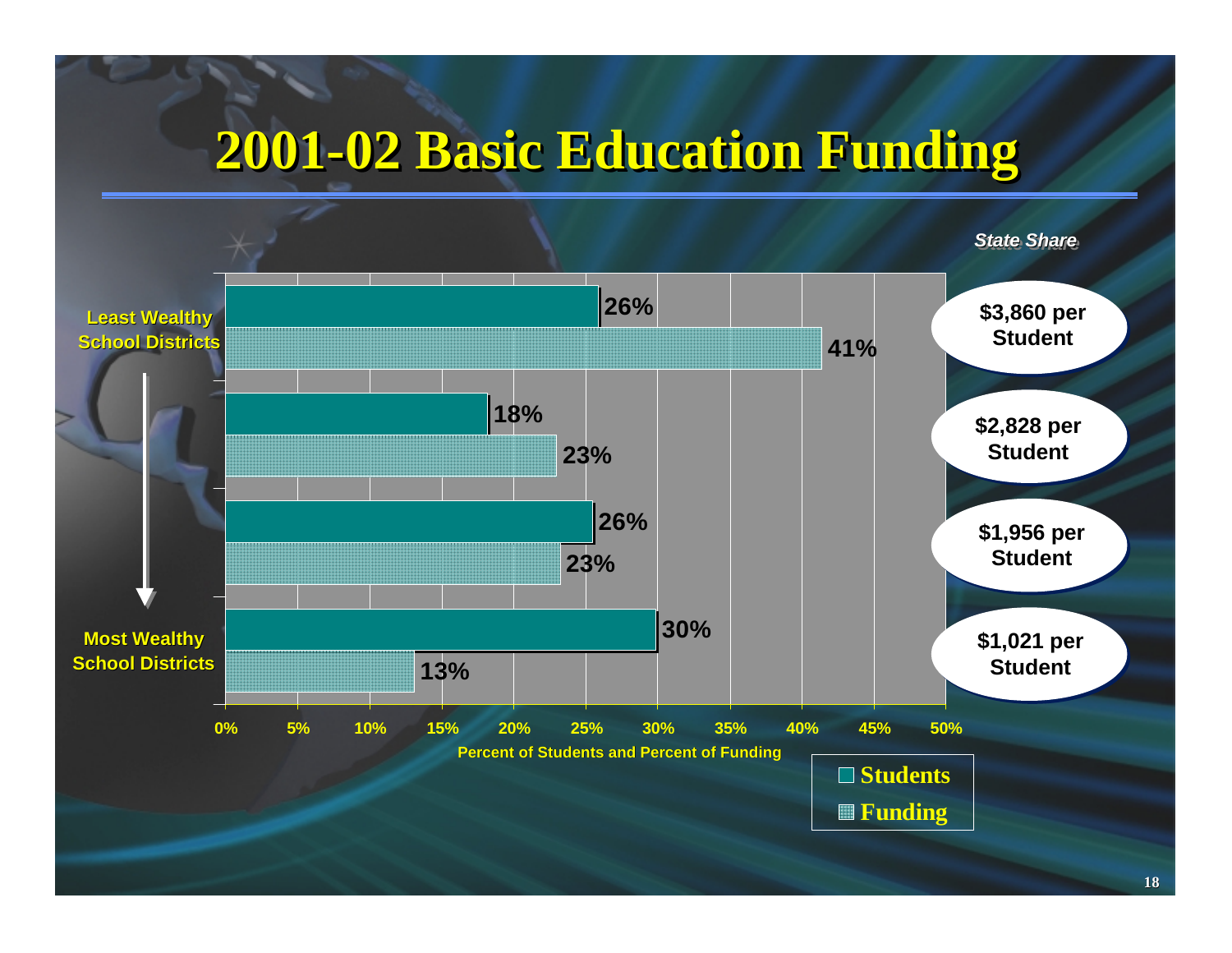# 2001-02 Basic Education Funding

| | Students | Funding | State Share |
| --- | --- | --- | --- |
| Least Wealthy School Districts | 26% | 41% | $3,860 per Student |
| | 18% | 23% | $2,828 per Student |
| | 26% | 23% | $1,956 per Student |
| Most Wealthy School Districts | 30% | 13% | $1,021 per Student |

Percent of Students and Percent of Funding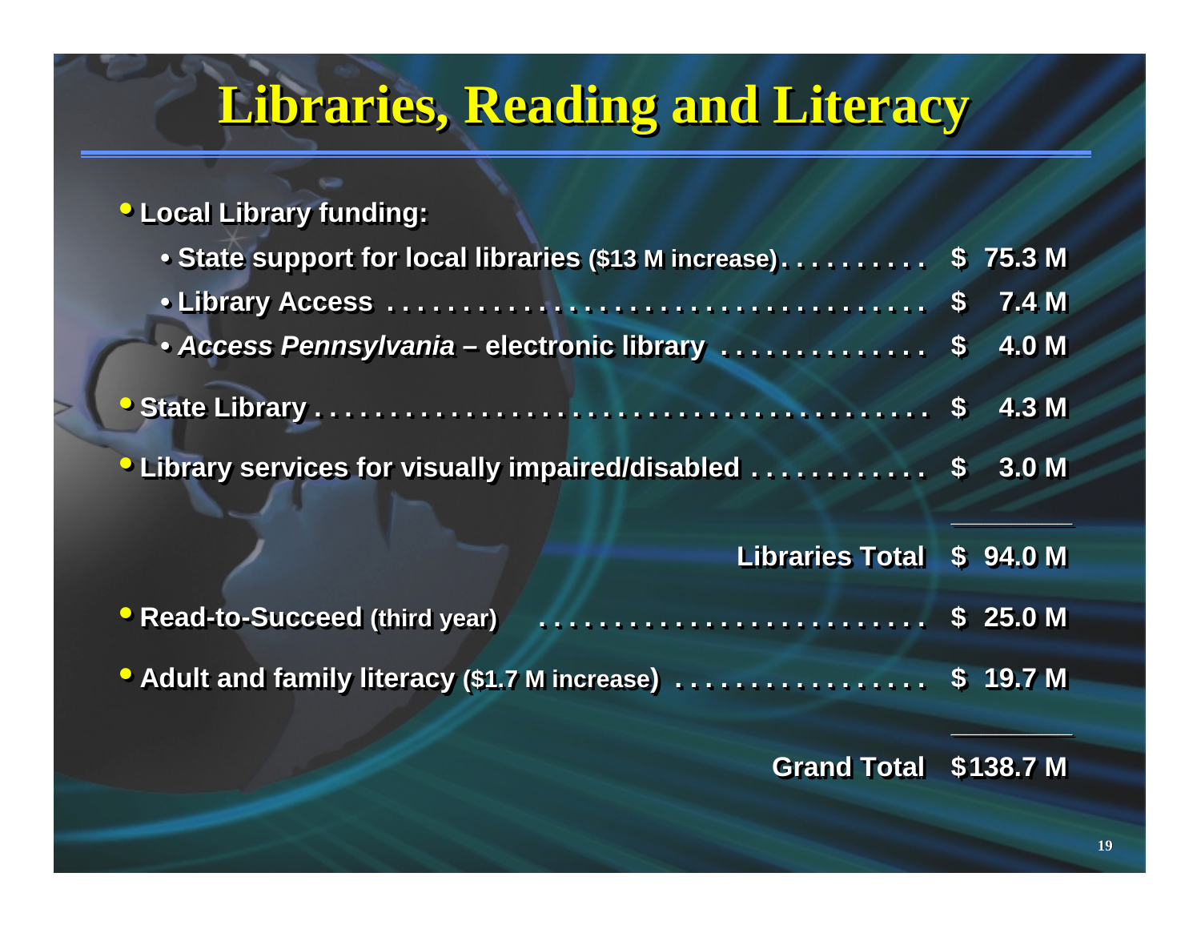# Libraries, Reading and Literacy

- **Local Library funding:**
  - **State support for local libraries** (**$13 M increase**) . . . . . . . . . . **$ 75.3 M**
  - **Library Access** . . . . . . . . . . . . . . . . . . . . . . . . . . . . . . . . . . . . **$ 7.4 M**
  - ***Access Pennsylvania* – electronic library** . . . . . . . . . . . . . . **$ 4.0 M**
- **State Library** . . . . . . . . . . . . . . . . . . . . . . . . . . . . . . . . . . . . . . . **$ 4.3 M**
- **Library services for visually impaired/disabled** . . . . . . . . . . . . **$ 3.0 M**

**Libraries Total $ 94.0 M**

- **Read-to-Succeed** (**third year**) . . . . . . . . . . . . . . . . . . . . . . . . . . **$ 25.0 M**
- **Adult and family literacy** (**$1.7 M increase**) . . . . . . . . . . . . . . . . . **$ 19.7 M**

**Grand Total $138.7 M**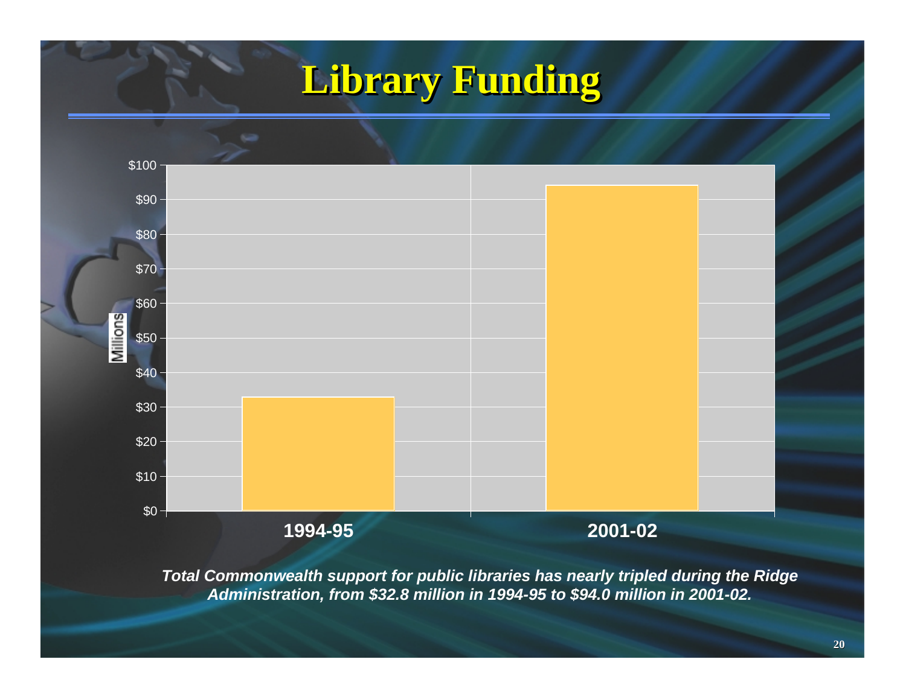# Library Funding

| | 1994-95 | 2001-02 |
|---|---|---|
| Millions | $32.8 | $94.0 |

***Total Commonwealth support for public libraries has nearly tripled during the Ridge Administration, from $32.8 million in 1994-95 to $94.0 million in 2001-02.***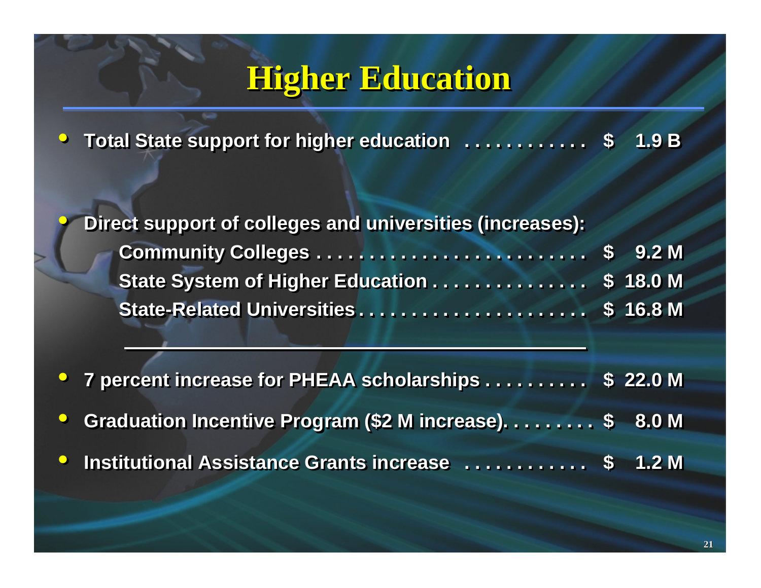# Higher Education

- Total State support for higher education . . . . . . . . . . . . $ 1.9 B

- Direct support of colleges and universities (increases):
  - Community Colleges . . . . . . . . . . . . . . . . . . . . . . . . . . $ 9.2 M
  - State System of Higher Education . . . . . . . . . . . . . . . $ 18.0 M
  - State-Related Universities . . . . . . . . . . . . . . . . . . . . . . $ 16.8 M

---

- 7 percent increase for PHEAA scholarships . . . . . . . . . . $ 22.0 M
- Graduation Incentive Program ($2 M increase). . . . . . . . . $ 8.0 M
- Institutional Assistance Grants increase . . . . . . . . . . . . $ 1.2 M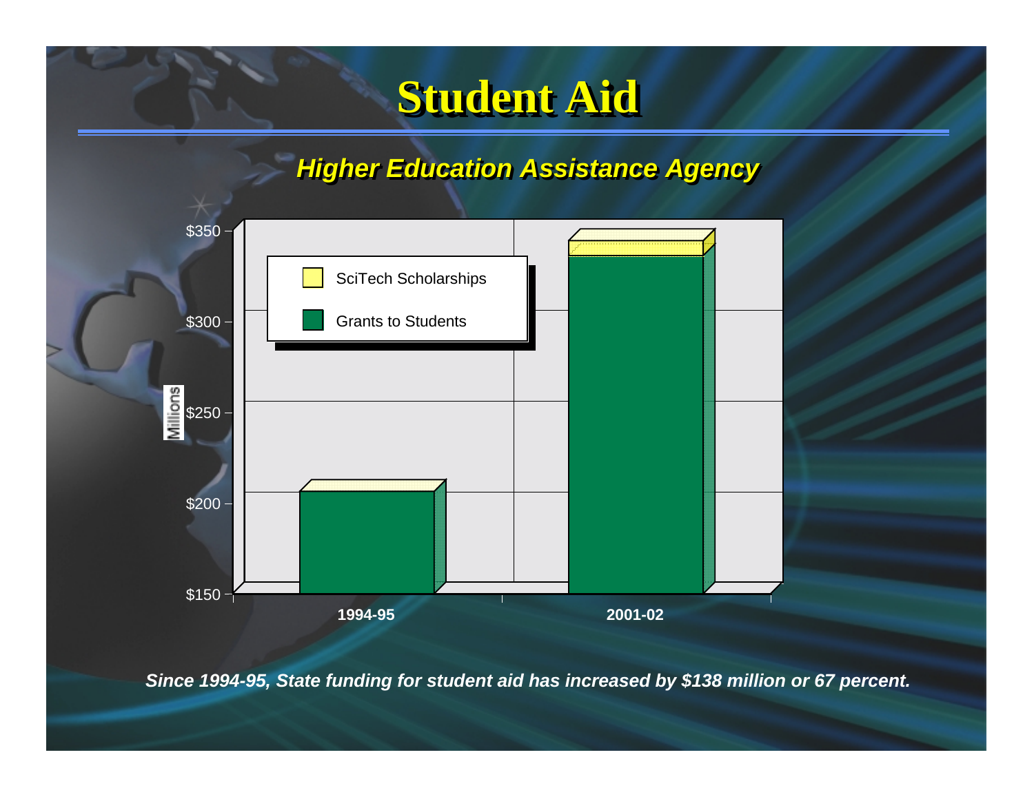# Student Aid

## *Higher Education Assistance Agency*

Millions

$350
$300
$250
$200
$150

SciTech Scholarships

Grants to Students

1994-95

2001-02

***Since 1994-95, State funding for student aid has increased by $138 million or 67 percent.***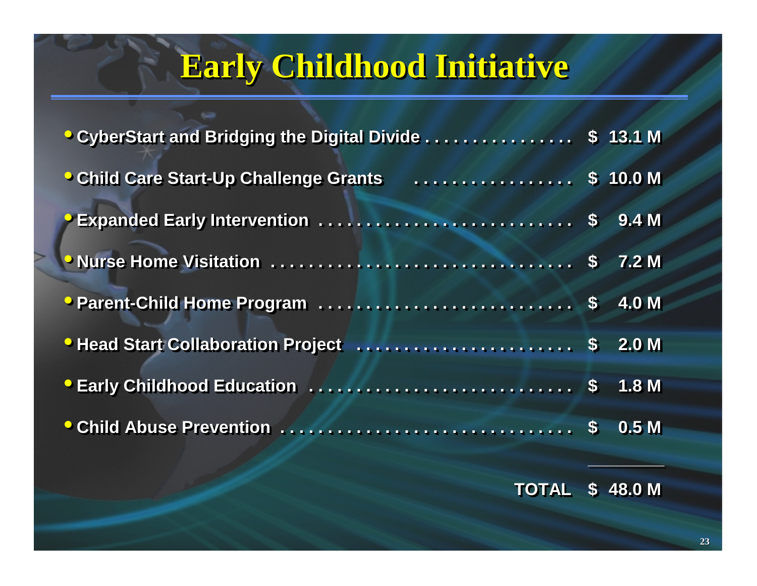# Early Childhood Initiative

| Program | Amount |
| --- | --- |
| CyberStart and Bridging the Digital Divide | $ 13.1 M |
| Child Care Start-Up Challenge Grants | $ 10.0 M |
| Expanded Early Intervention | $ 9.4 M |
| Nurse Home Visitation | $ 7.2 M |
| Parent-Child Home Program | $ 4.0 M |
| Head Start Collaboration Project | $ 2.0 M |
| Early Childhood Education | $ 1.8 M |
| Child Abuse Prevention | $ 0.5 M |
| **TOTAL** | **$ 48.0 M** |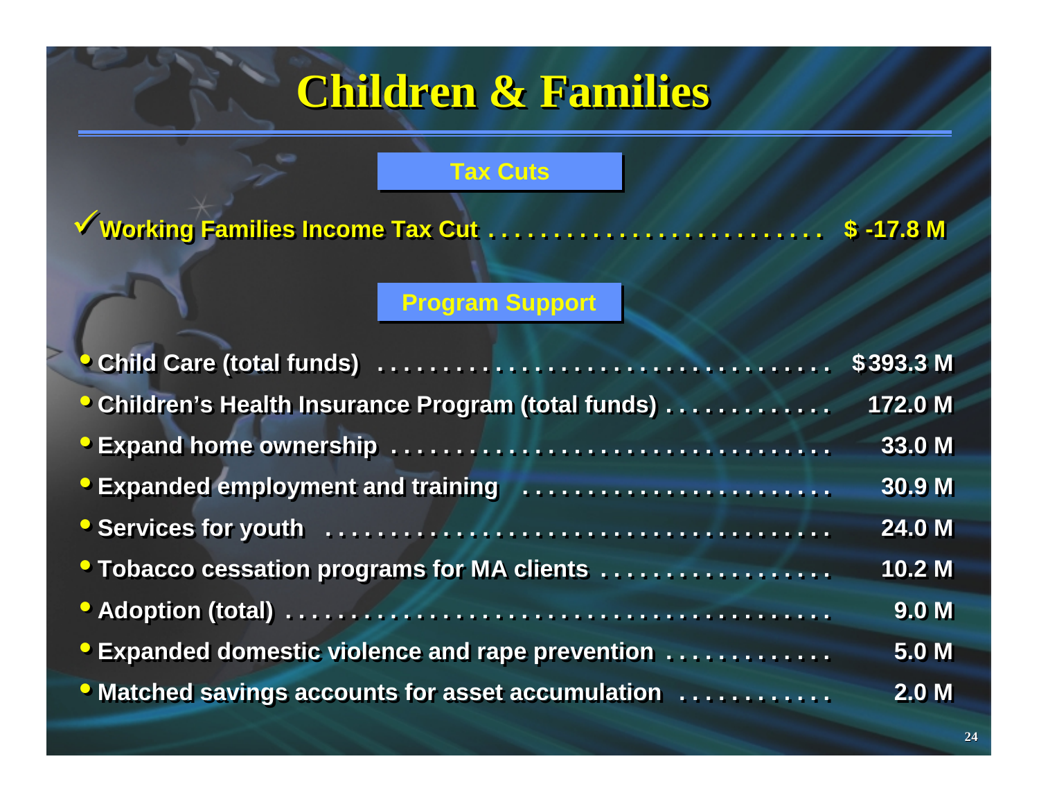# Children & Families

## Tax Cuts

✓ **Working Families Income Tax Cut . . . . . . . . . . . . . . . . . . . . . . . . . . $ -17.8 M**

## Program Support

| Program | Amount |
|---|---|
| Child Care (total funds) | $393.3 M |
| Children's Health Insurance Program (total funds) | 172.0 M |
| Expand home ownership | 33.0 M |
| Expanded employment and training | 30.9 M |
| Services for youth | 24.0 M |
| Tobacco cessation programs for MA clients | 10.2 M |
| Adoption (total) | 9.0 M |
| Expanded domestic violence and rape prevention | 5.0 M |
| Matched savings accounts for asset accumulation | 2.0 M |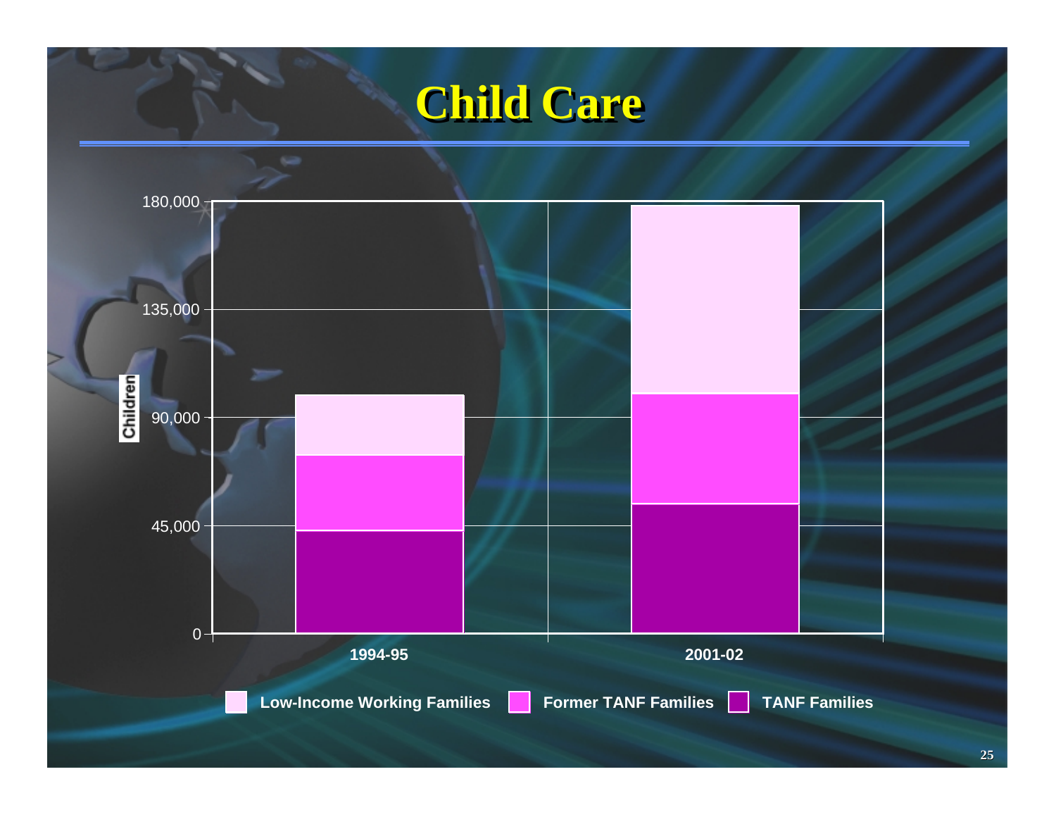# Child Care

Children

180,000

135,000

90,000

45,000

0

1994-95

2001-02

Low-Income Working Families

Former TANF Families

TANF Families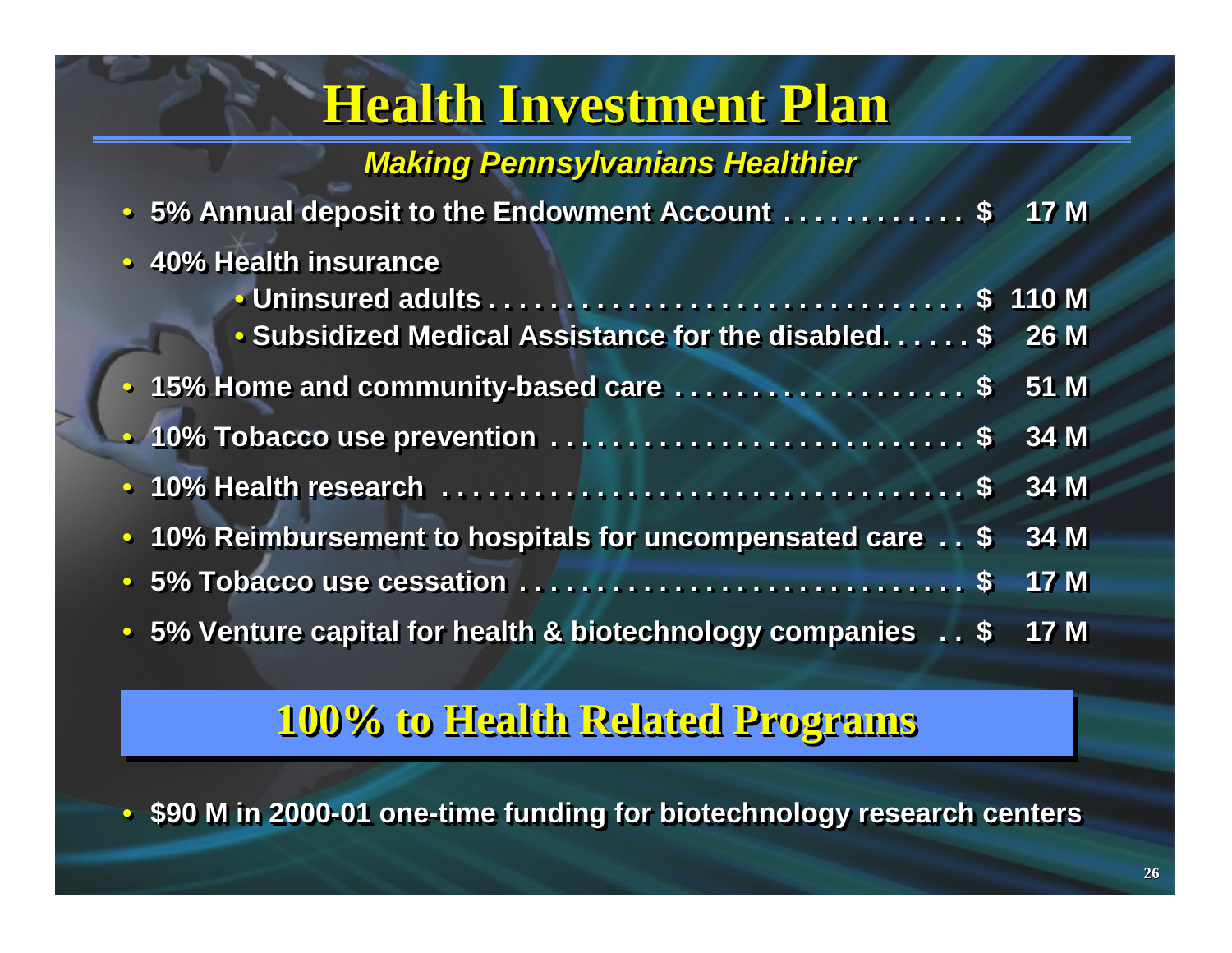# Health Investment Plan

***Making Pennsylvanians Healthier***

- **5% Annual deposit to the Endowment Account . . . . . . . . . . . . $ 17 M**
- **40% Health insurance**
  - **Uninsured adults . . . . . . . . . . . . . . . . . . . . . . . . . . . . . . . . $ 110 M**
  - **Subsidized Medical Assistance for the disabled. . . . . . $ 26 M**
- **15% Home and community-based care . . . . . . . . . . . . . . . . . . . $ 51 M**
- **10% Tobacco use prevention . . . . . . . . . . . . . . . . . . . . . . . . . . . $ 34 M**
- **10% Health research . . . . . . . . . . . . . . . . . . . . . . . . . . . . . . . . . . $ 34 M**
- **10% Reimbursement to hospitals for uncompensated care . . $ 34 M**
- **5% Tobacco use cessation . . . . . . . . . . . . . . . . . . . . . . . . . . . . $ 17 M**
- **5% Venture capital for health & biotechnology companies . . $ 17 M**

## 100% to Health Related Programs

- **$90 M in 2000-01 one-time funding for biotechnology research centers**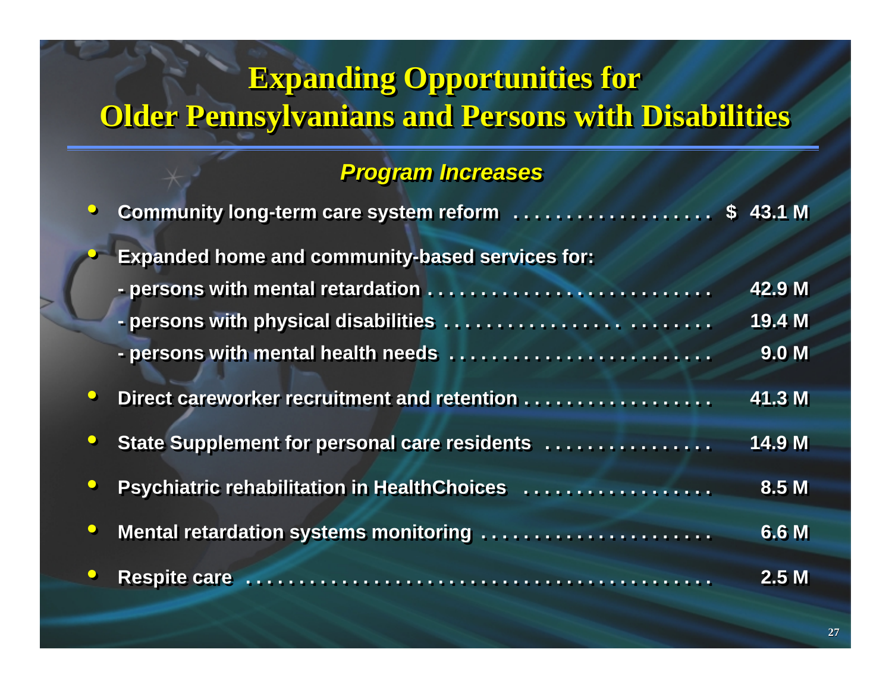# Expanding Opportunities for Older Pennsylvanians and Persons with Disabilities

### *Program Increases*

- Community long-term care system reform ................... $ 43.1 M
- Expanded home and community-based services for:
  - persons with mental retardation ........................... 42.9 M
  - persons with physical disabilities ........................ 19.4 M
  - persons with mental health needs ......................... 9.0 M
- Direct careworker recruitment and retention .................. 41.3 M
- State Supplement for personal care residents ................ 14.9 M
- Psychiatric rehabilitation in HealthChoices .................. 8.5 M
- Mental retardation systems monitoring ...................... 6.6 M
- Respite care ........................................ 2.5 M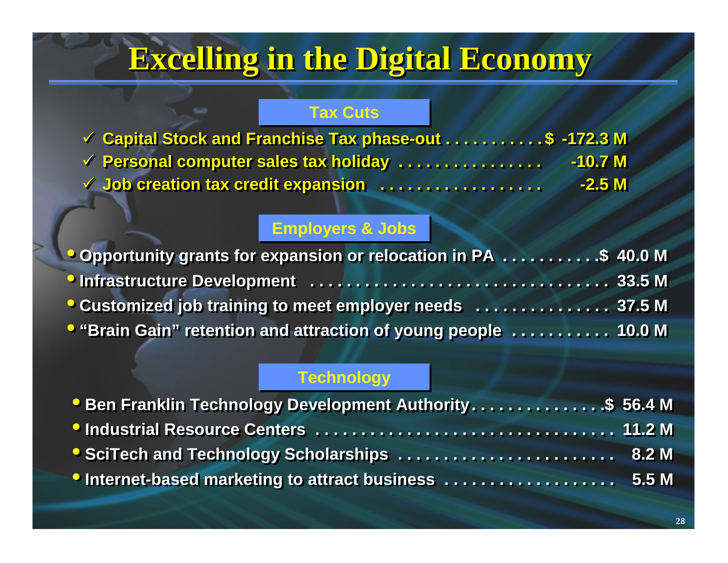# Excelling in the Digital Economy

## Tax Cuts

- ✓ Capital Stock and Franchise Tax phase-out . . . . . . . . . . . $ -172.3 M
- ✓ Personal computer sales tax holiday . . . . . . . . . . . . . . . . -10.7 M
- ✓ Job creation tax credit expansion . . . . . . . . . . . . . . . . . . -2.5 M

## Employers & Jobs

- Opportunity grants for expansion or relocation in PA . . . . . . . . . . .$ 40.0 M
- Infrastructure Development . . . . . . . . . . . . . . . . . . . . . . . . . . . . . . . . . . 33.5 M
- Customized job training to meet employer needs . . . . . . . . . . . . . . . 37.5 M
- "Brain Gain" retention and attraction of young people . . . . . . . . . . . 10.0 M

## Technology

- Ben Franklin Technology Development Authority. . . . . . . . . . . . . . .$ 56.4 M
- Industrial Resource Centers . . . . . . . . . . . . . . . . . . . . . . . . . . . . . . . . . 11.2 M
- SciTech and Technology Scholarships . . . . . . . . . . . . . . . . . . . . . . . . 8.2 M
- Internet-based marketing to attract business . . . . . . . . . . . . . . . . . . . 5.5 M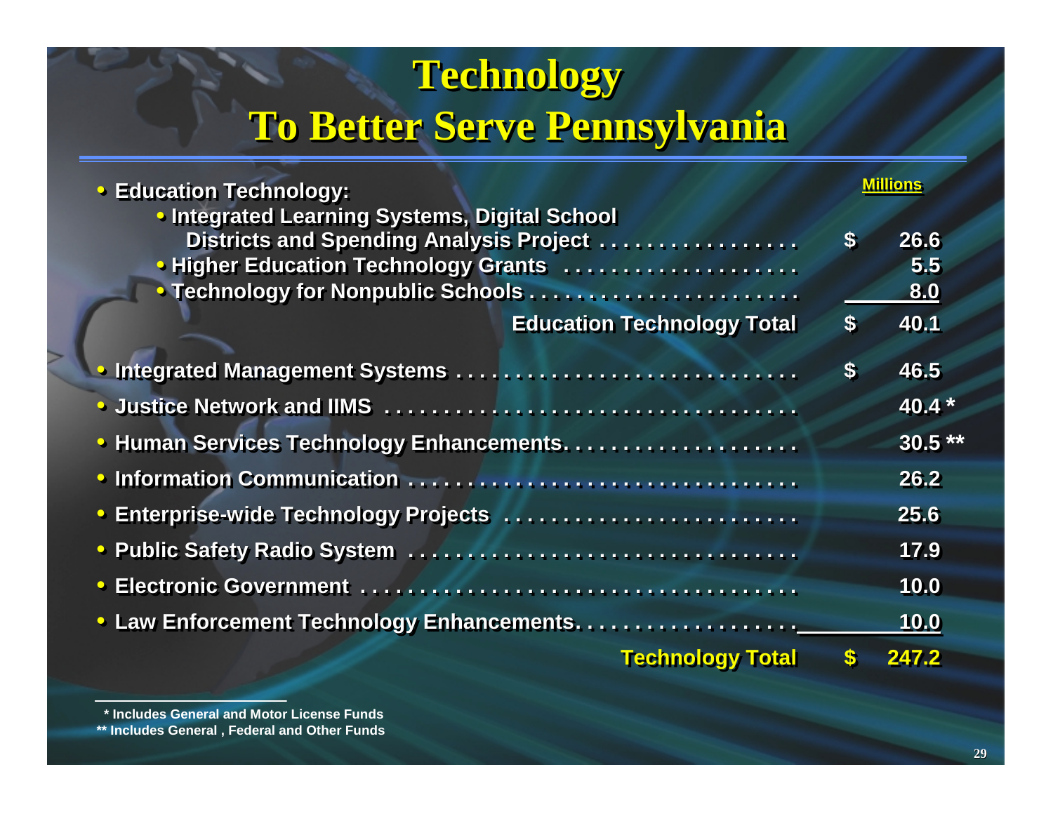# Technology
# To Better Serve Pennsylvania

| | | Millions |
|---|---|---|
| • **Education Technology:** | | |
| • Integrated Learning Systems, Digital School Districts and Spending Analysis Project | $ | 26.6 |
| • Higher Education Technology Grants | | 5.5 |
| • Technology for Nonpublic Schools | | 8.0 |
| **Education Technology Total** | $ | 40.1 |
| • Integrated Management Systems | $ | 46.5 |
| • Justice Network and IIMS | | 40.4 * |
| • Human Services Technology Enhancements | | 30.5 ** |
| • Information Communication | | 26.2 |
| • Enterprise-wide Technology Projects | | 25.6 |
| • Public Safety Radio System | | 17.9 |
| • Electronic Government | | 10.0 |
| • Law Enforcement Technology Enhancements | | 10.0 |
| **Technology Total** | $ | 247.2 |

\* Includes General and Motor License Funds

** Includes General , Federal and Other Funds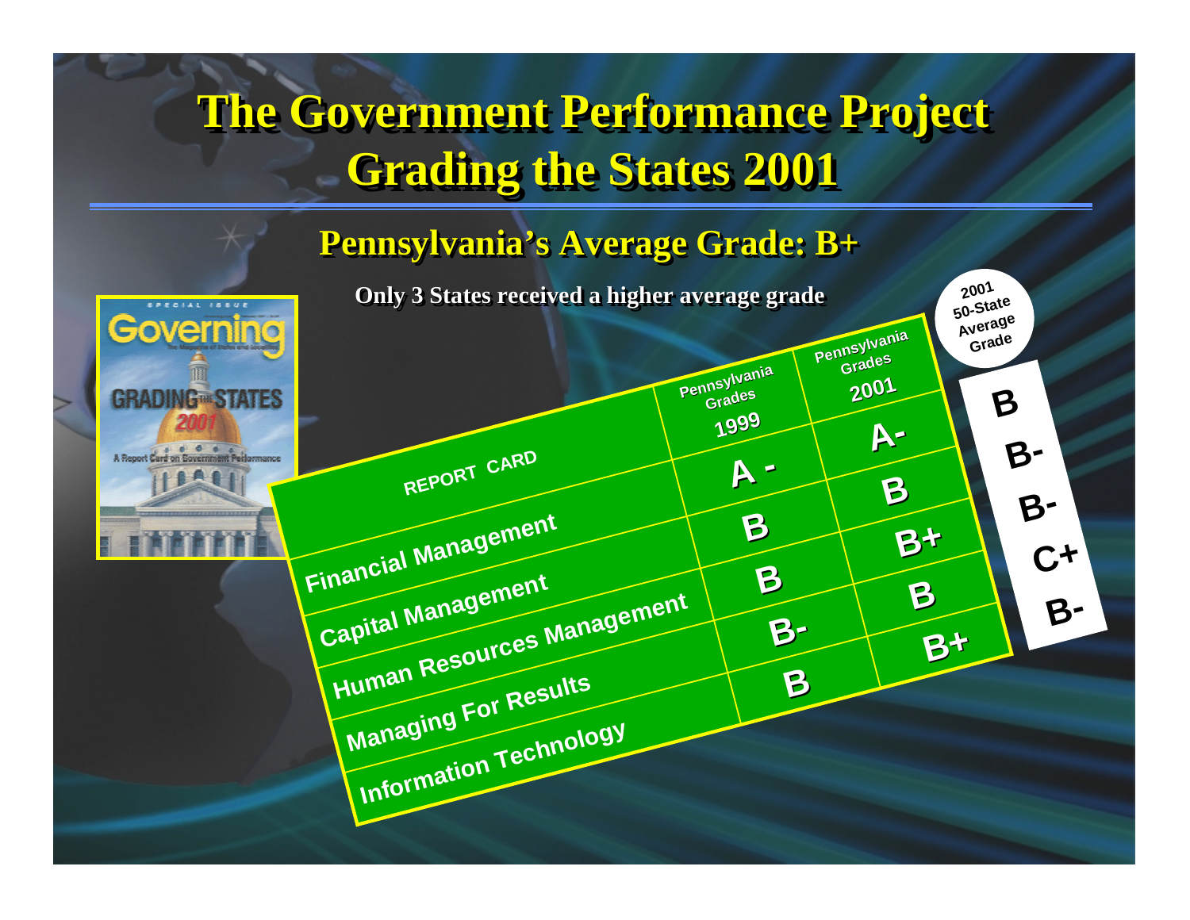# The Government Performance Project
# Grading the States 2001

## Pennsylvania's Average Grade: B+

**Only 3 States received a higher average grade**

| REPORT CARD | Pennsylvania Grades 1999 | Pennsylvania Grades 2001 | 2001 50-State Average Grade |
|---|---|---|---|
| Financial Management | A - | A- | B |
| Capital Management | B | B | B- |
| Human Resources Management | B | B+ | B- |
| Managing For Results | B- | B | C+ |
| Information Technology | B | B+ | B- |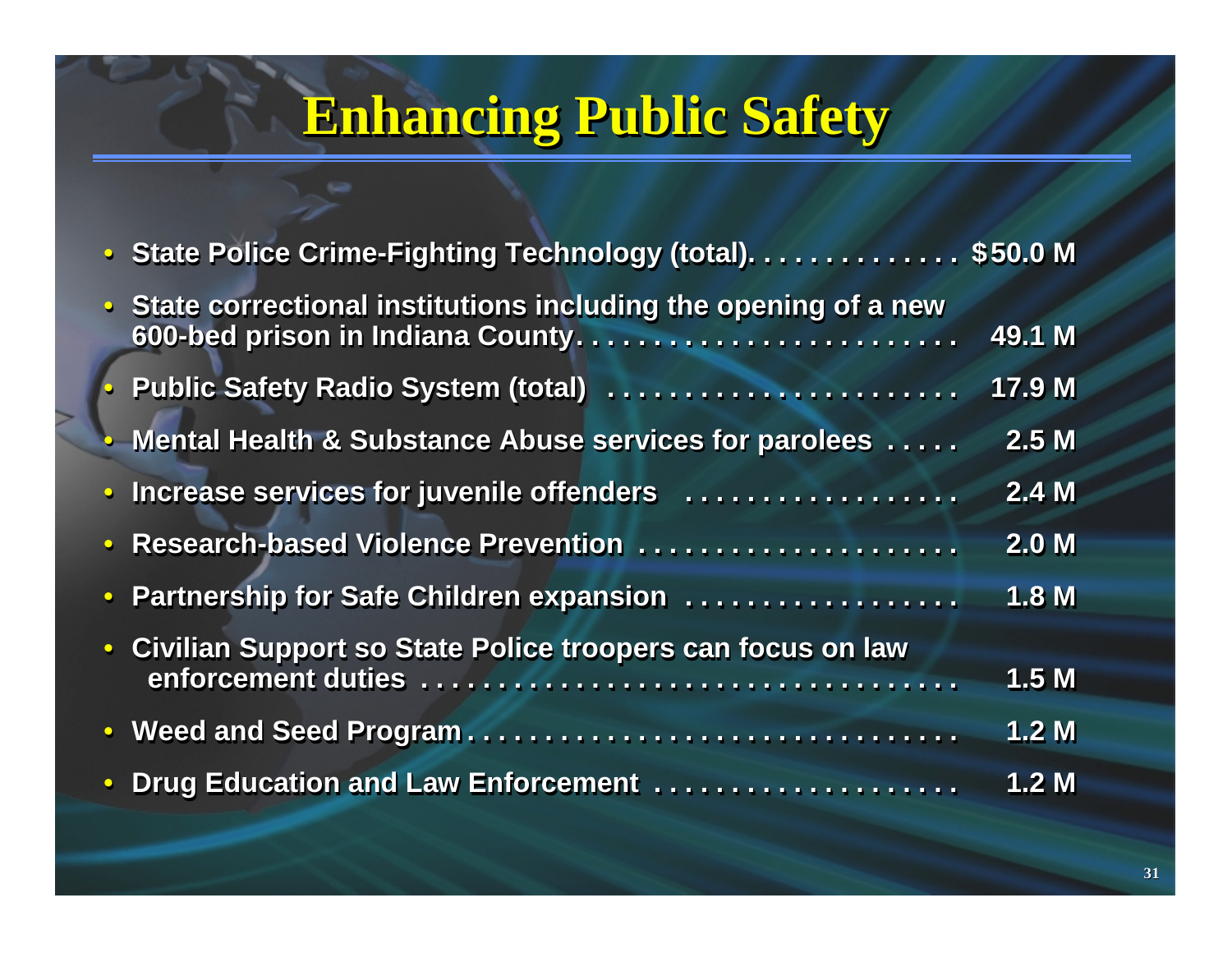# Enhancing Public Safety

- State Police Crime-Fighting Technology (total). . . . . . . . . . . . . . $50.0 M
- State correctional institutions including the opening of a new 600-bed prison in Indiana County. . . . . . . . . . . . . . . . . . . . . . . . . 49.1 M
- Public Safety Radio System (total) . . . . . . . . . . . . . . . . . . . . . . 17.9 M
- Mental Health & Substance Abuse services for parolees . . . . . 2.5 M
- Increase services for juvenile offenders . . . . . . . . . . . . . . . . . . 2.4 M
- Research-based Violence Prevention . . . . . . . . . . . . . . . . . . . . . 2.0 M
- Partnership for Safe Children expansion . . . . . . . . . . . . . . . . . . 1.8 M
- Civilian Support so State Police troopers can focus on law enforcement duties . . . . . . . . . . . . . . . . . . . . . . . . . . . . . . . . . . . 1.5 M
- Weed and Seed Program . . . . . . . . . . . . . . . . . . . . . . . . . . . . . . . . 1.2 M
- Drug Education and Law Enforcement . . . . . . . . . . . . . . . . . . . . 1.2 M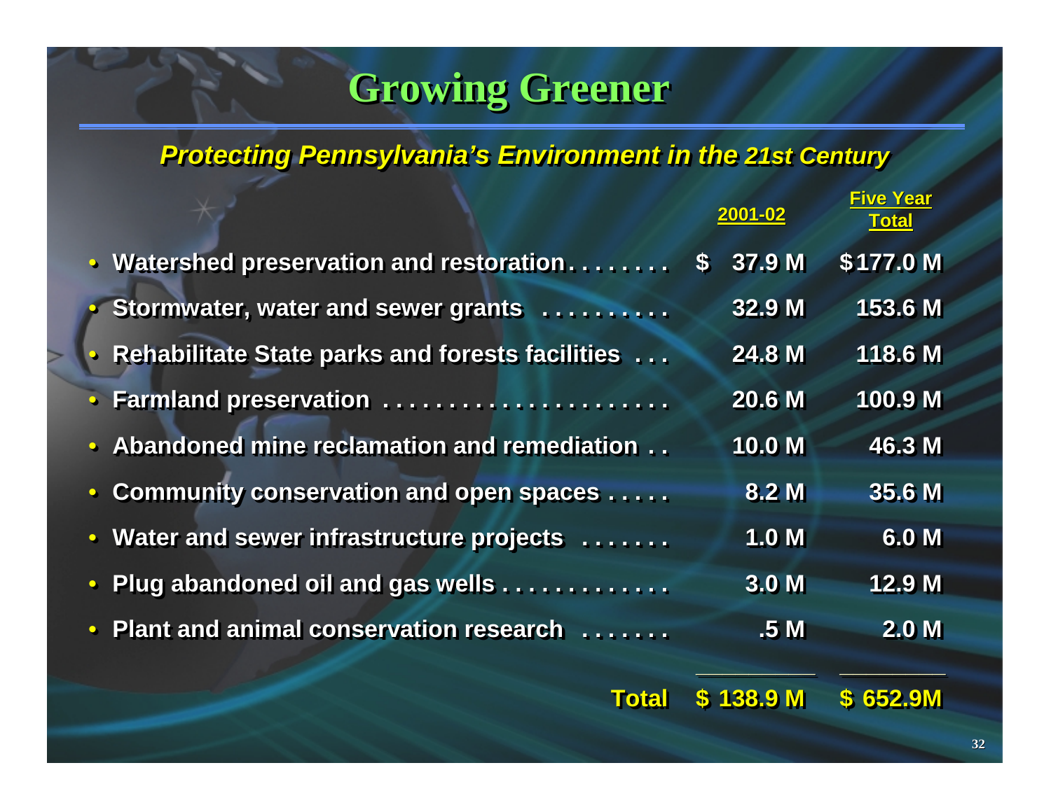# Growing Greener

## *Protecting Pennsylvania's Environment in the 21st Century*

| | 2001-02 | Five Year Total |
|---|---|---|
| Watershed preservation and restoration | $ 37.9 M | $ 177.0 M |
| Stormwater, water and sewer grants | 32.9 M | 153.6 M |
| Rehabilitate State parks and forests facilities | 24.8 M | 118.6 M |
| Farmland preservation | 20.6 M | 100.9 M |
| Abandoned mine reclamation and remediation | 10.0 M | 46.3 M |
| Community conservation and open spaces | 8.2 M | 35.6 M |
| Water and sewer infrastructure projects | 1.0 M | 6.0 M |
| Plug abandoned oil and gas wells | 3.0 M | 12.9 M |
| Plant and animal conservation research | .5 M | 2.0 M |
| **Total** | **$ 138.9 M** | **$ 652.9M** |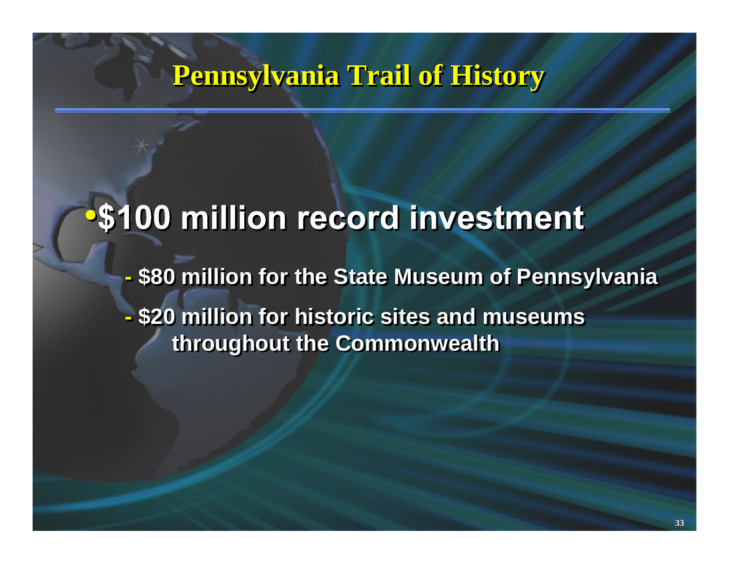# Pennsylvania Trail of History

- **$100 million record investment**
  - **$80 million for the State Museum of Pennsylvania**
  - **$20 million for historic sites and museums throughout the Commonwealth**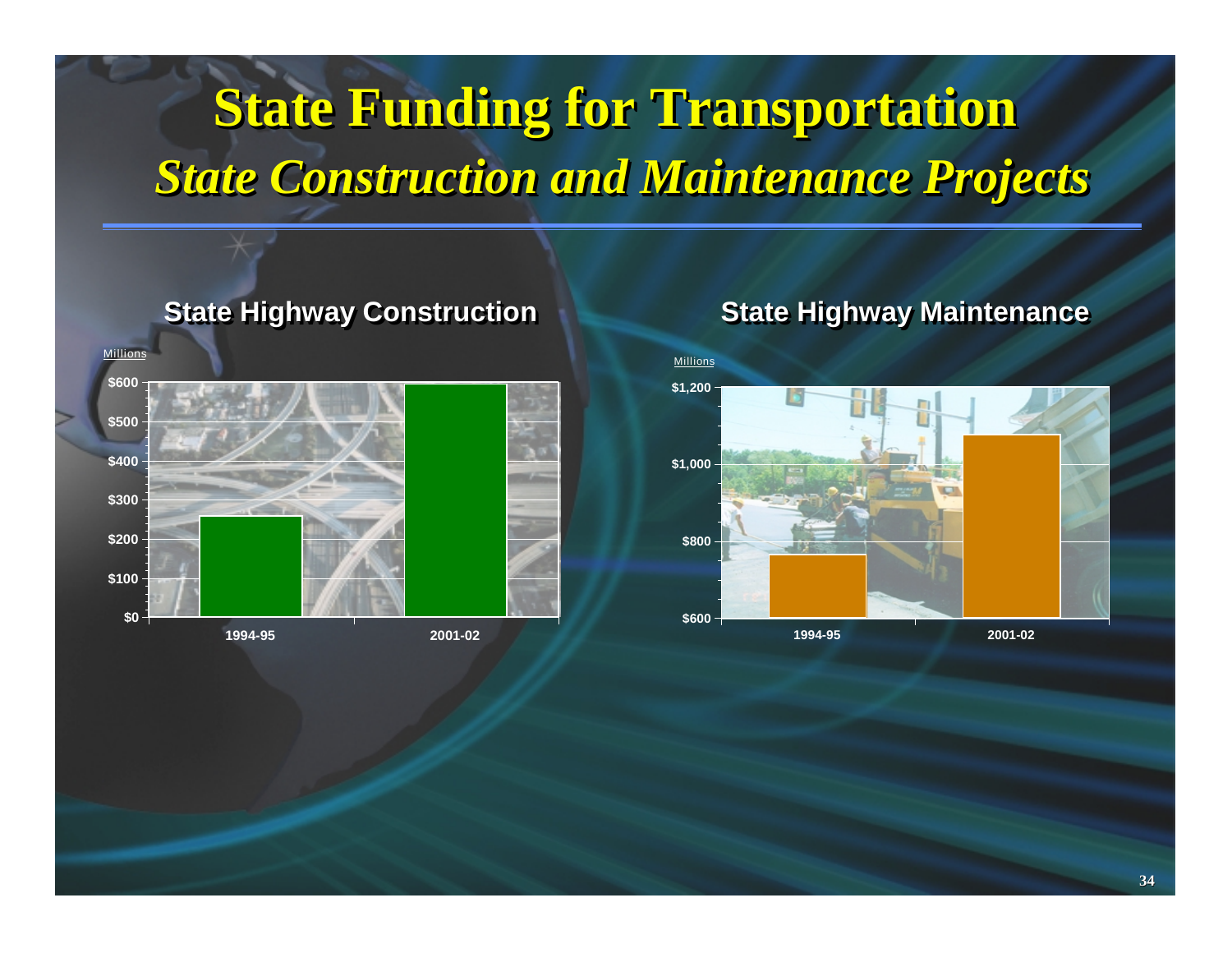# State Funding for Transportation

## *State Construction and Maintenance Projects*

### State Highway Construction

Millions

| | 1994-95 | 2001-02 |
|---|---|---|
| State Highway Construction | ~$260 | ~$595 |

### State Highway Maintenance

Millions

| | 1994-95 | 2001-02 |
|---|---|---|
| State Highway Maintenance | ~$765 | ~$1,075 |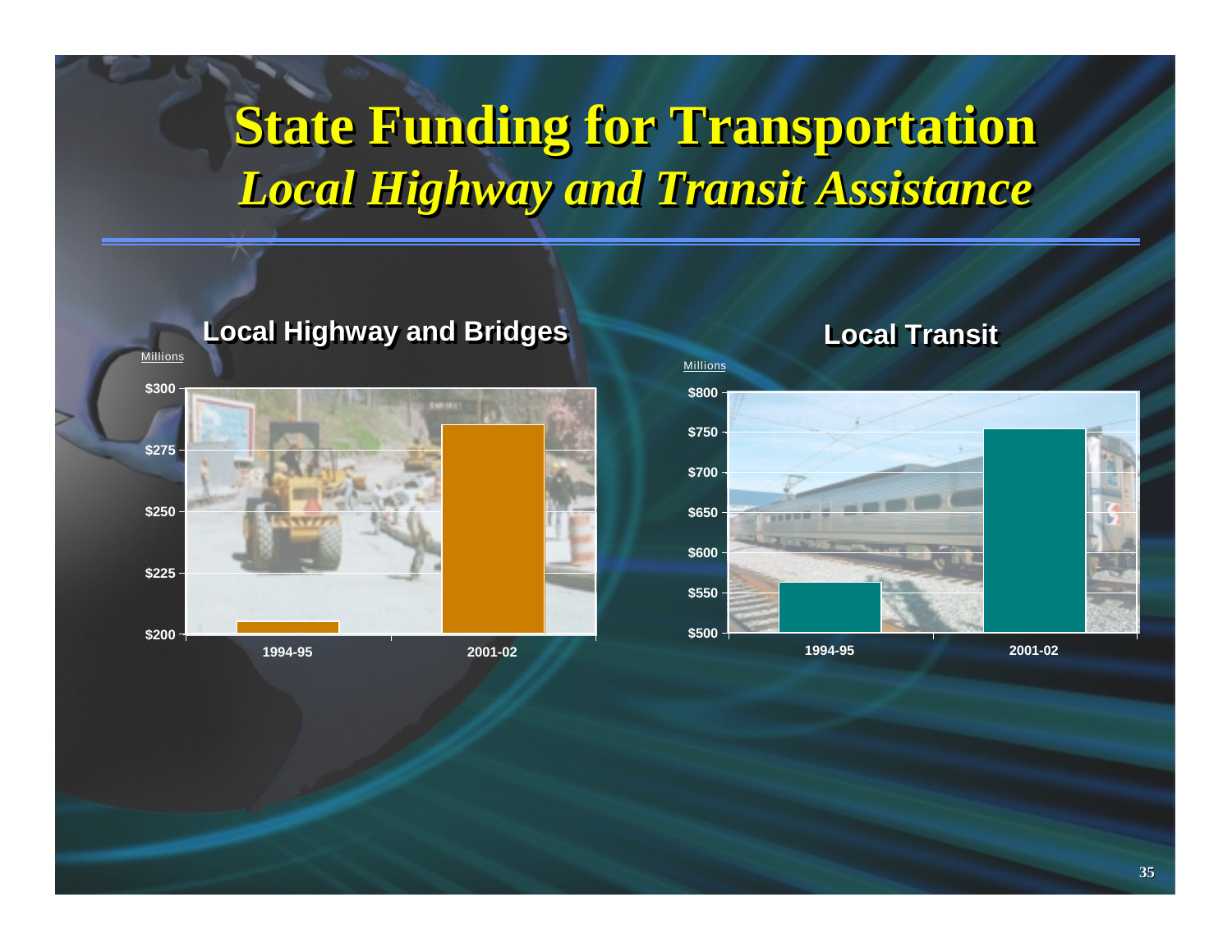# State Funding for Transportation

## *Local Highway and Transit Assistance*

### Local Highway and Bridges

Millions

$300

$275

$250

$225

$200

1994-95

2001-02

### Local Transit

Millions

$800

$750

$700

$650

$600

$550

$500

1994-95

2001-02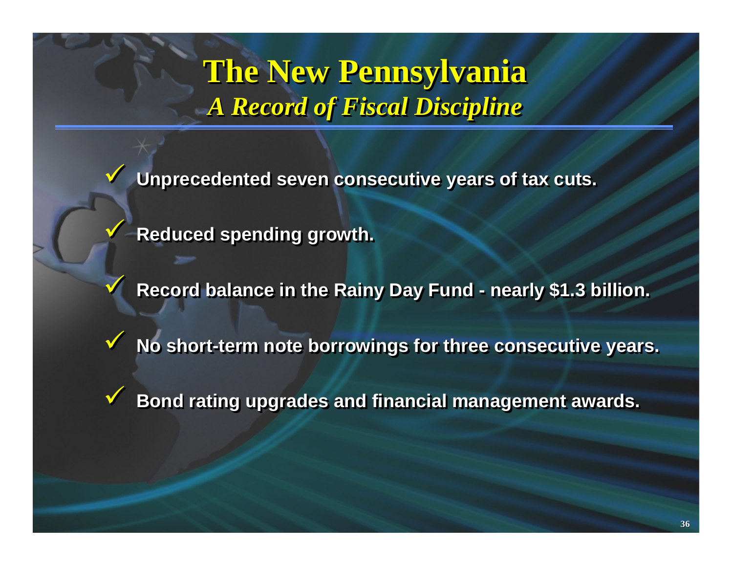# The New Pennsylvania

## *A Record of Fiscal Discipline*

- **Unprecedented seven consecutive years of tax cuts.**
- **Reduced spending growth.**
- **Record balance in the Rainy Day Fund - nearly $1.3 billion.**
- **No short-term note borrowings for three consecutive years.**
- **Bond rating upgrades and financial management awards.**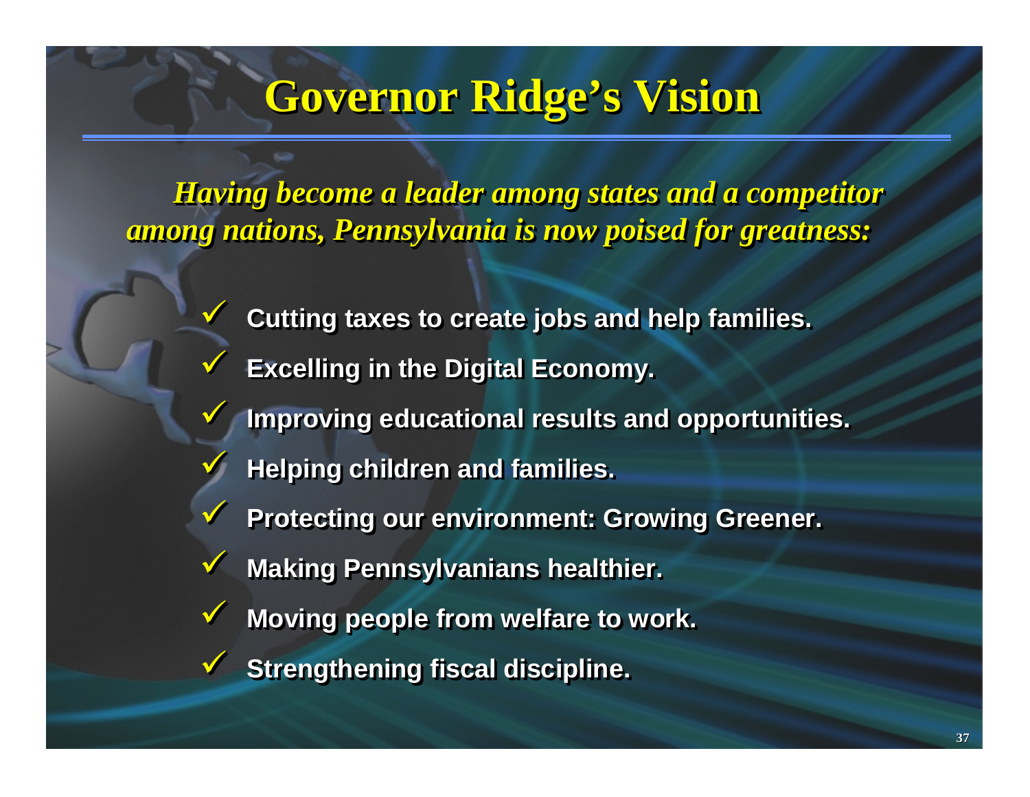# Governor Ridge's Vision

*Having become a leader among states and a competitor among nations, Pennsylvania is now poised for greatness:*

- ✓ **Cutting taxes to create jobs and help families.**
- ✓ **Excelling in the Digital Economy.**
- ✓ **Improving educational results and opportunities.**
- ✓ **Helping children and families.**
- ✓ **Protecting our environment: Growing Greener.**
- ✓ **Making Pennsylvanians healthier.**
- ✓ **Moving people from welfare to work.**
- ✓ **Strengthening fiscal discipline.**